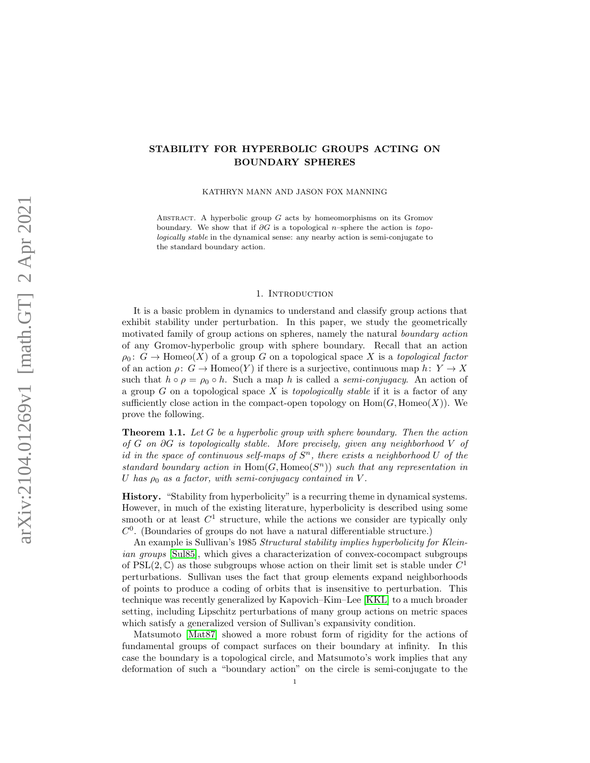# STABILITY FOR HYPERBOLIC GROUPS ACTING ON BOUNDARY SPHERES

KATHRYN MANN AND JASON FOX MANNING

ABSTRACT. A hyperbolic group $G$ acts by homeomorphisms on its Gromov boundary. We show that if $\partial G$ is a topological $n$–sphere the action is *topologically stable* in the dynamical sense: any nearby action is semi-conjugate to the standard boundary action.

## 1. Introduction

It is a basic problem in dynamics to understand and classify group actions that exhibit stability under perturbation. In this paper, we study the geometrically motivated family of group actions on spheres, namely the natural *boundary action* of any Gromov-hyperbolic group with sphere boundary. Recall that an action $\rho_0 \colon G \to \mathrm{Homeo}(X)$ of a group $G$ on a topological space $X$ is a *topological factor* of an action $\rho \colon G \to \mathrm{Homeo}(Y)$ if there is a surjective, continuous map $h \colon Y \to X$ such that $h \circ \rho = \rho_0 \circ h$. Such a map $h$ is called a *semi-conjugacy*. An action of a group $G$ on a topological space $X$ is *topologically stable* if it is a factor of any sufficiently close action in the compact-open topology on $\mathrm{Hom}(G, \mathrm{Homeo}(X))$. We prove the following.

**Theorem 1.1.** *Let $G$ be a hyperbolic group with sphere boundary. Then the action of $G$ on $\partial G$ is topologically stable. More precisely, given any neighborhood $V$ of id in the space of continuous self-maps of $S^n$, there exists a neighborhood $U$ of the standard boundary action in $\mathrm{Hom}(G, \mathrm{Homeo}(S^n))$ such that any representation in $U$ has $\rho_0$ as a factor, with semi-conjugacy contained in $V$.*

**History.** "Stability from hyperbolicity" is a recurring theme in dynamical systems. However, in much of the existing literature, hyperbolicity is described using some smooth or at least $C^1$ structure, while the actions we consider are typically only $C^0$. (Boundaries of groups do not have a natural differentiable structure.)

An example is Sullivan's 1985 *Structural stability implies hyperbolicity for Kleinian groups* [Sul85], which gives a characterization of convex-cocompact subgroups of $\mathrm{PSL}(2, \mathbb{C})$ as those subgroups whose action on their limit set is stable under $C^1$ perturbations. Sullivan uses the fact that group elements expand neighborhoods of points to produce a coding of orbits that is insensitive to perturbation. This technique was recently generalized by Kapovich–Kim–Lee [KKL] to a much broader setting, including Lipschitz perturbations of many group actions on metric spaces which satisfy a generalized version of Sullivan's expansivity condition.

Matsumoto [Mat87] showed a more robust form of rigidity for the actions of fundamental groups of compact surfaces on their boundary at infinity. In this case the boundary is a topological circle, and Matsumoto's work implies that any deformation of such a "boundary action" on the circle is semi-conjugate to the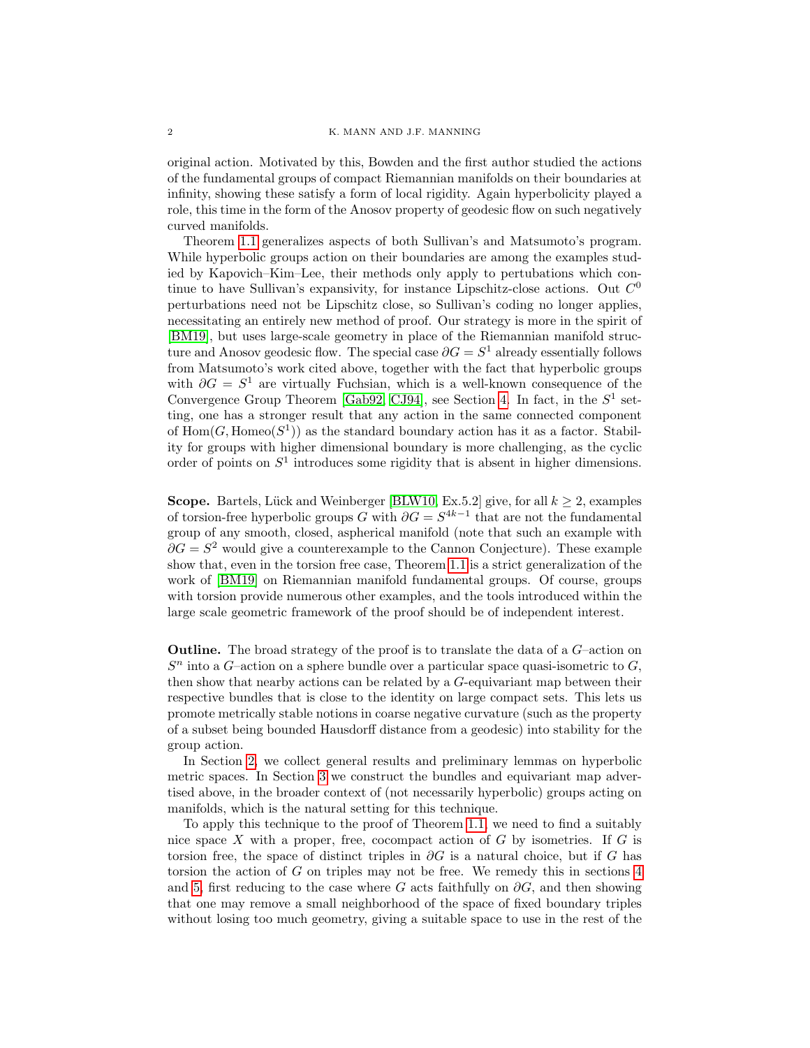original action. Motivated by this, Bowden and the first author studied the actions of the fundamental groups of compact Riemannian manifolds on their boundaries at infinity, showing these satisfy a form of local rigidity. Again hyperbolicity played a role, this time in the form of the Anosov property of geodesic flow on such negatively curved manifolds.

Theorem 1.1 generalizes aspects of both Sullivan's and Matsumoto's program. While hyperbolic groups action on their boundaries are among the examples studied by Kapovich–Kim–Lee, their methods only apply to pertubations which continue to have Sullivan's expansivity, for instance Lipschitz-close actions. Out $C^0$ perturbations need not be Lipschitz close, so Sullivan's coding no longer applies, necessitating an entirely new method of proof. Our strategy is more in the spirit of [BM19], but uses large-scale geometry in place of the Riemannian manifold structure and Anosov geodesic flow. The special case $\partial G = S^1$ already essentially follows from Matsumoto's work cited above, together with the fact that hyperbolic groups with $\partial G = S^1$ are virtually Fuchsian, which is a well-known consequence of the Convergence Group Theorem [Gab92, CJ94], see Section 4. In fact, in the $S^1$ setting, one has a stronger result that any action in the same connected component of $\mathrm{Hom}(G, \mathrm{Homeo}(S^1))$ as the standard boundary action has it as a factor. Stability for groups with higher dimensional boundary is more challenging, as the cyclic order of points on $S^1$ introduces some rigidity that is absent in higher dimensions.

**Scope.** Bartels, Lück and Weinberger [BLW10, Ex.5.2] give, for all $k \geq 2$, examples of torsion-free hyperbolic groups $G$ with $\partial G = S^{4k-1}$ that are not the fundamental group of any smooth, closed, aspherical manifold (note that such an example with $\partial G = S^2$ would give a counterexample to the Cannon Conjecture). These example show that, even in the torsion free case, Theorem 1.1 is a strict generalization of the work of [BM19] on Riemannian manifold fundamental groups. Of course, groups with torsion provide numerous other examples, and the tools introduced within the large scale geometric framework of the proof should be of independent interest.

**Outline.** The broad strategy of the proof is to translate the data of a $G$–action on $S^n$ into a $G$–action on a sphere bundle over a particular space quasi-isometric to $G$, then show that nearby actions can be related by a $G$-equivariant map between their respective bundles that is close to the identity on large compact sets. This lets us promote metrically stable notions in coarse negative curvature (such as the property of a subset being bounded Hausdorff distance from a geodesic) into stability for the group action.

In Section 2, we collect general results and preliminary lemmas on hyperbolic metric spaces. In Section 3 we construct the bundles and equivariant map advertised above, in the broader context of (not necessarily hyperbolic) groups acting on manifolds, which is the natural setting for this technique.

To apply this technique to the proof of Theorem 1.1, we need to find a suitably nice space $X$ with a proper, free, cocompact action of $G$ by isometries. If $G$ is torsion free, the space of distinct triples in $\partial G$ is a natural choice, but if $G$ has torsion the action of $G$ on triples may not be free. We remedy this in sections 4 and 5, first reducing to the case where $G$ acts faithfully on $\partial G$, and then showing that one may remove a small neighborhood of the space of fixed boundary triples without losing too much geometry, giving a suitable space to use in the rest of the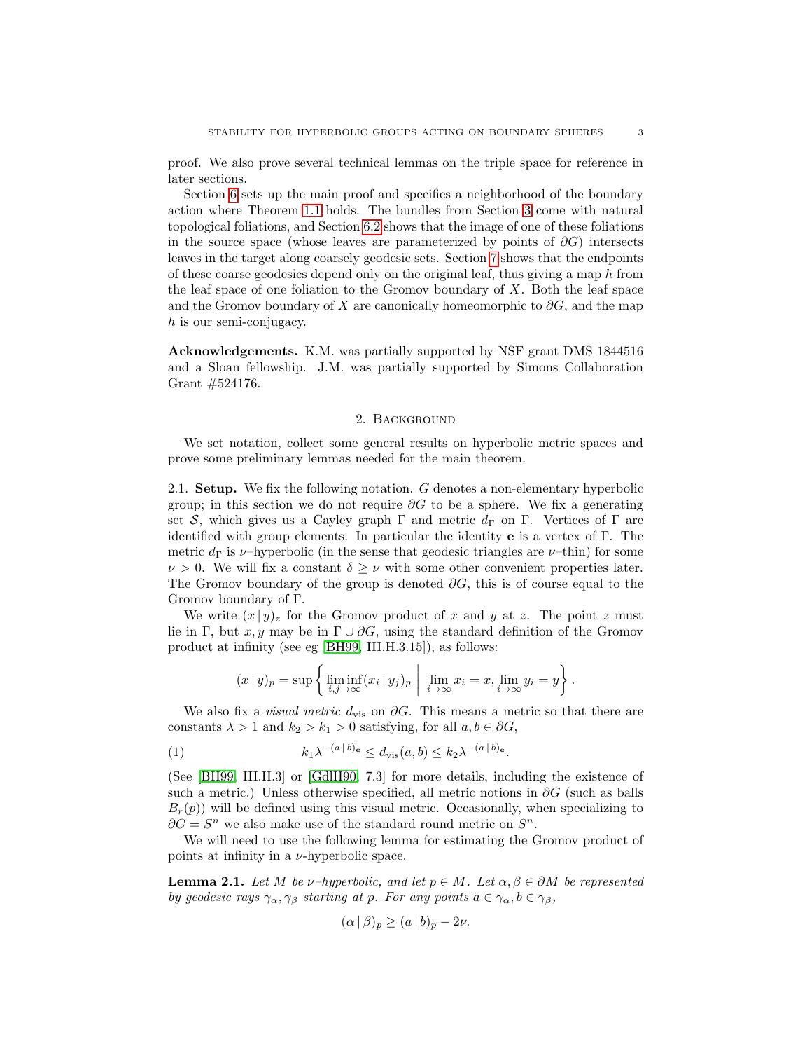proof. We also prove several technical lemmas on the triple space for reference in later sections.

Section 6 sets up the main proof and specifies a neighborhood of the boundary action where Theorem 1.1 holds. The bundles from Section 3 come with natural topological foliations, and Section 6.2 shows that the image of one of these foliations in the source space (whose leaves are parameterized by points of $\partial G$) intersects leaves in the target along coarsely geodesic sets. Section 7 shows that the endpoints of these coarse geodesics depend only on the original leaf, thus giving a map $h$ from the leaf space of one foliation to the Gromov boundary of $X$. Both the leaf space and the Gromov boundary of $X$ are canonically homeomorphic to $\partial G$, and the map $h$ is our semi-conjugacy.

**Acknowledgements.** K.M. was partially supported by NSF grant DMS 1844516 and a Sloan fellowship. J.M. was partially supported by Simons Collaboration Grant #524176.

## 2. Background

We set notation, collect some general results on hyperbolic metric spaces and prove some preliminary lemmas needed for the main theorem.

2.1. **Setup.** We fix the following notation. $G$ denotes a non-elementary hyperbolic group; in this section we do not require $\partial G$ to be a sphere. We fix a generating set $\mathcal{S}$, which gives us a Cayley graph $\Gamma$ and metric $d_\Gamma$ on $\Gamma$. Vertices of $\Gamma$ are identified with group elements. In particular the identity $\mathbf{e}$ is a vertex of $\Gamma$. The metric $d_\Gamma$ is $\nu$–hyperbolic (in the sense that geodesic triangles are $\nu$–thin) for some $\nu > 0$. We will fix a constant $\delta \geq \nu$ with some other convenient properties later. The Gromov boundary of the group is denoted $\partial G$, this is of course equal to the Gromov boundary of $\Gamma$.

We write $(x \,|\, y)_z$ for the Gromov product of $x$ and $y$ at $z$. The point $z$ must lie in $\Gamma$, but $x, y$ may be in $\Gamma \cup \partial G$, using the standard definition of the Gromov product at infinity (see eg [BH99, III.H.3.15]), as follows:

$$(x \,|\, y)_p = \sup \left\{ \liminf_{i,j\to\infty} (x_i \,|\, y_j)_p \;\middle|\; \lim_{i\to\infty} x_i = x, \lim_{i\to\infty} y_i = y \right\}.$$

We also fix a *visual metric* $d_{\text{vis}}$ on $\partial G$. This means a metric so that there are constants $\lambda > 1$ and $k_2 > k_1 > 0$ satisfying, for all $a, b \in \partial G$,

$$k_1 \lambda^{-(a\,|\,b)_{\mathbf{e}}} \leq d_{\text{vis}}(a, b) \leq k_2 \lambda^{-(a\,|\,b)_{\mathbf{e}}}. \tag{1}$$

(See [BH99, III.H.3] or [GdlH90, 7.3] for more details, including the existence of such a metric.) Unless otherwise specified, all metric notions in $\partial G$ (such as balls $B_r(p)$) will be defined using this visual metric. Occasionally, when specializing to $\partial G = S^n$ we also make use of the standard round metric on $S^n$.

We will need to use the following lemma for estimating the Gromov product of points at infinity in a $\nu$-hyperbolic space.

**Lemma 2.1.** *Let $M$ be $\nu$–hyperbolic, and let $p \in M$. Let $\alpha, \beta \in \partial M$ be represented by geodesic rays $\gamma_\alpha, \gamma_\beta$ starting at $p$. For any points $a \in \gamma_\alpha, b \in \gamma_\beta$,*

$$(\alpha \,|\, \beta)_p \geq (a \,|\, b)_p - 2\nu.$$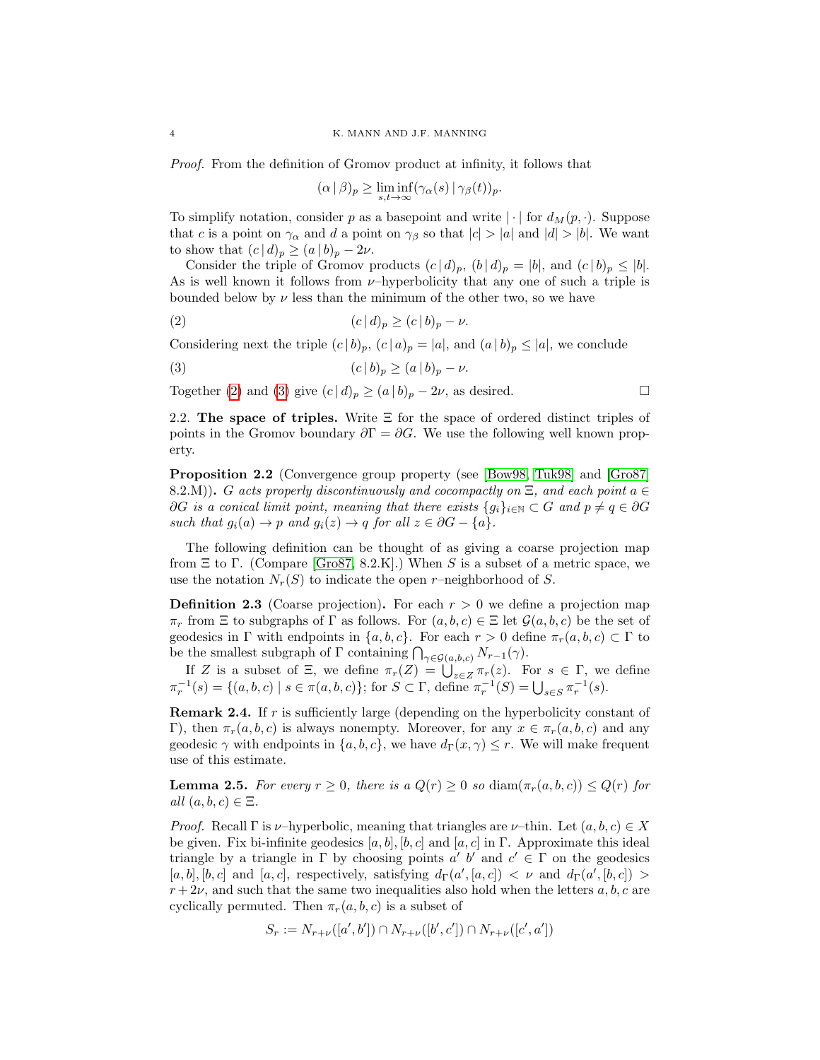*Proof.* From the definition of Gromov product at infinity, it follows that

$$(\alpha \,|\, \beta)_p \geq \liminf_{s,t\to\infty} (\gamma_\alpha(s) \,|\, \gamma_\beta(t))_p.$$

To simplify notation, consider $p$ as a basepoint and write $|\cdot|$ for $d_M(p,\cdot)$. Suppose that $c$ is a point on $\gamma_\alpha$ and $d$ a point on $\gamma_\beta$ so that $|c| > |a|$ and $|d| > |b|$. We want to show that $(c \,|\, d)_p \geq (a \,|\, b)_p - 2\nu$.

Consider the triple of Gromov products $(c \,|\, d)_p$, $(b \,|\, d)_p = |b|$, and $(c \,|\, b)_p \leq |b|$. As is well known it follows from $\nu$–hyperbolicity that any one of such a triple is bounded below by $\nu$ less than the minimum of the other two, so we have

$$(c \,|\, d)_p \geq (c \,|\, b)_p - \nu. \tag{2}$$

Considering next the triple $(c \,|\, b)_p$, $(c \,|\, a)_p = |a|$, and $(a \,|\, b)_p \leq |a|$, we conclude

$$(c \,|\, b)_p \geq (a \,|\, b)_p - \nu. \tag{3}$$

Together (2) and (3) give $(c \,|\, d)_p \geq (a \,|\, b)_p - 2\nu$, as desired. □

**2.2. The space of triples.** Write $\Xi$ for the space of ordered distinct triples of points in the Gromov boundary $\partial\Gamma = \partial G$. We use the following well known property.

**Proposition 2.2** (Convergence group property (see [Bow98] [Tuk98] and [Gro87] 8.2.M))**.** *$G$ acts properly discontinuously and cocompactly on $\Xi$, and each point $a \in \partial G$ is a conical limit point, meaning that there exists $\{g_i\}_{i\in\mathbb{N}} \subset G$ and $p \neq q \in \partial G$ such that $g_i(a) \to p$ and $g_i(z) \to q$ for all $z \in \partial G - \{a\}$.*

The following definition can be thought of as giving a coarse projection map from $\Xi$ to $\Gamma$. (Compare [Gro87, 8.2.K].) When $S$ is a subset of a metric space, we use the notation $N_r(S)$ to indicate the open $r$–neighborhood of $S$.

**Definition 2.3** (Coarse projection)**.** For each $r > 0$ we define a projection map $\pi_r$ from $\Xi$ to subgraphs of $\Gamma$ as follows. For $(a,b,c) \in \Xi$ let $\mathcal{G}(a,b,c)$ be the set of geodesics in $\Gamma$ with endpoints in $\{a,b,c\}$. For each $r > 0$ define $\pi_r(a,b,c) \subset \Gamma$ to be the smallest subgraph of $\Gamma$ containing $\bigcap_{\gamma\in\mathcal{G}(a,b,c)} N_{r-1}(\gamma)$.

If $Z$ is a subset of $\Xi$, we define $\pi_r(Z) = \bigcup_{z\in Z} \pi_r(z)$. For $s \in \Gamma$, we define $\pi_r^{-1}(s) = \{(a,b,c) \mid s \in \pi(a,b,c)\}$; for $S \subset \Gamma$, define $\pi_r^{-1}(S) = \bigcup_{s\in S} \pi_r^{-1}(s)$.

**Remark 2.4.** If $r$ is sufficiently large (depending on the hyperbolicity constant of $\Gamma$), then $\pi_r(a,b,c)$ is always nonempty. Moreover, for any $x \in \pi_r(a,b,c)$ and any geodesic $\gamma$ with endpoints in $\{a,b,c\}$, we have $d_\Gamma(x,\gamma) \leq r$. We will make frequent use of this estimate.

**Lemma 2.5.** *For every $r \geq 0$, there is a $Q(r) \geq 0$ so $\operatorname{diam}(\pi_r(a,b,c)) \leq Q(r)$ for all $(a,b,c) \in \Xi$.*

*Proof.* Recall $\Gamma$ is $\nu$–hyperbolic, meaning that triangles are $\nu$–thin. Let $(a,b,c) \in X$ be given. Fix bi-infinite geodesics $[a,b]$, $[b,c]$ and $[a,c]$ in $\Gamma$. Approximate this ideal triangle by a triangle in $\Gamma$ by choosing points $a'$ $b'$ and $c' \in \Gamma$ on the geodesics $[a,b]$, $[b,c]$ and $[a,c]$, respectively, satisfying $d_\Gamma(a',[a,c]) < \nu$ and $d_\Gamma(a',[b,c]) > r + 2\nu$, and such that the same two inequalities also hold when the letters $a,b,c$ are cyclically permuted. Then $\pi_r(a,b,c)$ is a subset of

$$S_r := N_{r+\nu}([a',b']) \cap N_{r+\nu}([b',c']) \cap N_{r+\nu}([c',a'])$$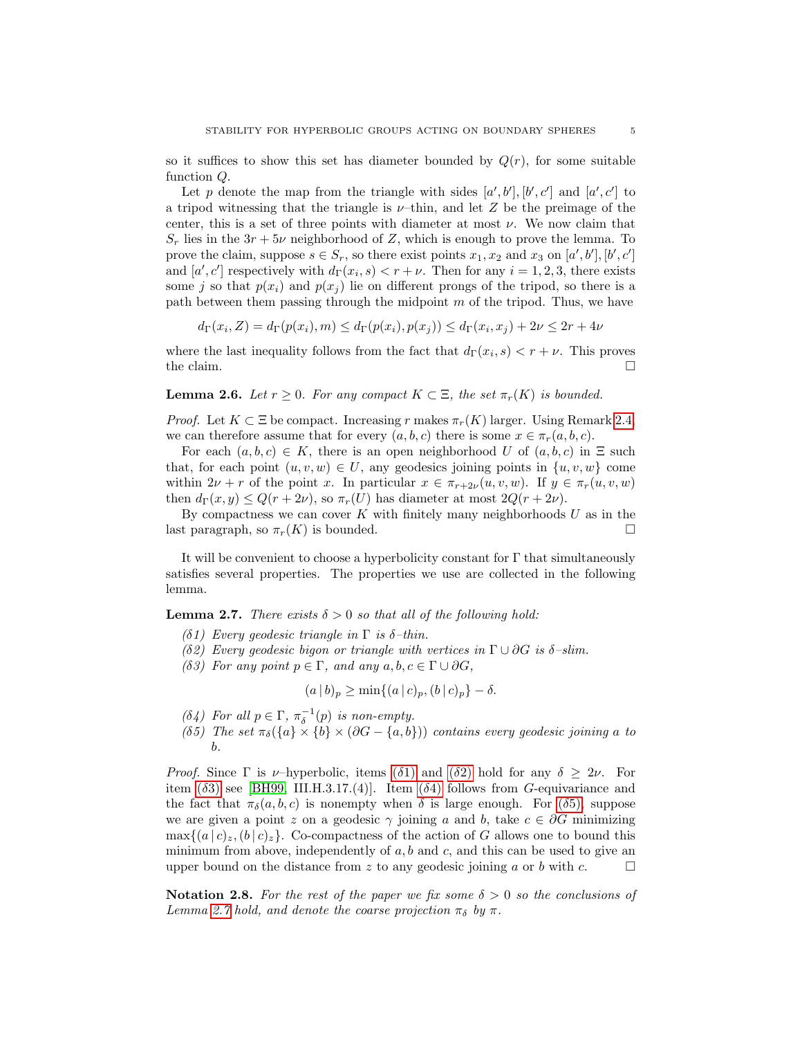so it suffices to show this set has diameter bounded by $Q(r)$, for some suitable function $Q$.

Let $p$ denote the map from the triangle with sides $[a', b']$, $[b', c']$ and $[a', c']$ to a tripod witnessing that the triangle is $\nu$–thin, and let $Z$ be the preimage of the center, this is a set of three points with diameter at most $\nu$. We now claim that $S_r$ lies in the $3r + 5\nu$ neighborhood of $Z$, which is enough to prove the lemma. To prove the claim, suppose $s \in S_r$, so there exist points $x_1, x_2$ and $x_3$ on $[a', b']$, $[b', c']$ and $[a', c']$ respectively with $d_\Gamma(x_i, s) < r + \nu$. Then for any $i = 1, 2, 3$, there exists some $j$ so that $p(x_i)$ and $p(x_j)$ lie on different prongs of the tripod, so there is a path between them passing through the midpoint $m$ of the tripod. Thus, we have

$$d_\Gamma(x_i, Z) = d_\Gamma(p(x_i), m) \leq d_\Gamma(p(x_i), p(x_j)) \leq d_\Gamma(x_i, x_j) + 2\nu \leq 2r + 4\nu$$

where the last inequality follows from the fact that $d_\Gamma(x_i, s) < r + \nu$. This proves the claim. □

**Lemma 2.6.** *Let $r \geq 0$. For any compact $K \subset \Xi$, the set $\pi_r(K)$ is bounded.*

*Proof.* Let $K \subset \Xi$ be compact. Increasing $r$ makes $\pi_r(K)$ larger. Using Remark 2.4 we can therefore assume that for every $(a, b, c)$ there is some $x \in \pi_r(a, b, c)$.

For each $(a, b, c) \in K$, there is an open neighborhood $U$ of $(a, b, c)$ in $\Xi$ such that, for each point $(u, v, w) \in U$, any geodesics joining points in $\{u, v, w\}$ come within $2\nu + r$ of the point $x$. In particular $x \in \pi_{r+2\nu}(u, v, w)$. If $y \in \pi_r(u, v, w)$ then $d_\Gamma(x, y) \leq Q(r + 2\nu)$, so $\pi_r(U)$ has diameter at most $2Q(r + 2\nu)$.

By compactness we can cover $K$ with finitely many neighborhoods $U$ as in the last paragraph, so $\pi_r(K)$ is bounded. □

It will be convenient to choose a hyperbolicity constant for $\Gamma$ that simultaneously satisfies several properties. The properties we use are collected in the following lemma.

**Lemma 2.7.** *There exists $\delta > 0$ so that all of the following hold:*

- *($\delta$1) Every geodesic triangle in $\Gamma$ is $\delta$–thin.*
- *($\delta$2) Every geodesic bigon or triangle with vertices in $\Gamma \cup \partial G$ is $\delta$–slim.*
- *($\delta$3) For any point $p \in \Gamma$, and any $a, b, c \in \Gamma \cup \partial G$,*

$$(a \,|\, b)_p \geq \min\{(a \,|\, c)_p, (b \,|\, c)_p\} - \delta.$$

- *($\delta$4) For all $p \in \Gamma$, $\pi_\delta^{-1}(p)$ is non-empty.*
- *($\delta$5) The set $\pi_\delta(\{a\} \times \{b\} \times (\partial G - \{a, b\}))$ contains every geodesic joining $a$ to $b$.*

*Proof.* Since $\Gamma$ is $\nu$–hyperbolic, items ($\delta$1) and ($\delta$2) hold for any $\delta \geq 2\nu$. For item ($\delta$3) see [BH99, III.H.3.17.(4)]. Item ($\delta$4) follows from $G$-equivariance and the fact that $\pi_\delta(a, b, c)$ is nonempty when $\delta$ is large enough. For ($\delta$5), suppose we are given a point $z$ on a geodesic $\gamma$ joining $a$ and $b$, take $c \in \partial G$ minimizing $\max\{(a \,|\, c)_z, (b \,|\, c)_z\}$. Co-compactness of the action of $G$ allows one to bound this minimum from above, independently of $a, b$ and $c$, and this can be used to give an upper bound on the distance from $z$ to any geodesic joining $a$ or $b$ with $c$. □

**Notation 2.8.** *For the rest of the paper we fix some $\delta > 0$ so the conclusions of Lemma 2.7 hold, and denote the coarse projection $\pi_\delta$ by $\pi$.*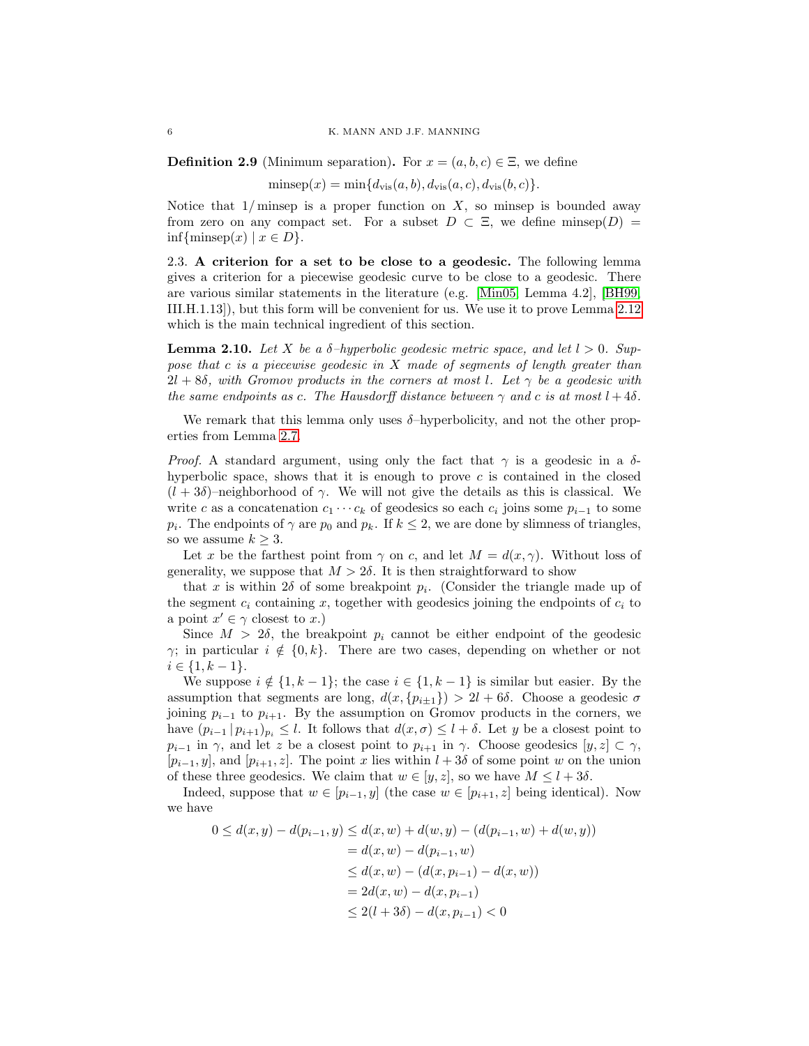**Definition 2.9** (Minimum separation)**.** For $x = (a, b, c) \in \Xi$, we define

$$\mathrm{minsep}(x) = \min\{d_{\mathrm{vis}}(a, b), d_{\mathrm{vis}}(a, c), d_{\mathrm{vis}}(b, c)\}.$$

Notice that $1/\,\mathrm{minsep}$ is a proper function on $X$, so minsep is bounded away from zero on any compact set. For a subset $D \subset \Xi$, we define $\mathrm{minsep}(D) = \inf\{\mathrm{minsep}(x) \mid x \in D\}$.

2.3. **A criterion for a set to be close to a geodesic.** The following lemma gives a criterion for a piecewise geodesic curve to be close to a geodesic. There are various similar statements in the literature (e.g. [Min05, Lemma 4.2], [BH99, III.H.1.13]), but this form will be convenient for us. We use it to prove Lemma 2.12 which is the main technical ingredient of this section.

**Lemma 2.10.** *Let $X$ be a $\delta$–hyperbolic geodesic metric space, and let $l > 0$. Suppose that $c$ is a piecewise geodesic in $X$ made of segments of length greater than $2l + 8\delta$, with Gromov products in the corners at most $l$. Let $\gamma$ be a geodesic with the same endpoints as $c$. The Hausdorff distance between $\gamma$ and $c$ is at most $l + 4\delta$.*

We remark that this lemma only uses $\delta$–hyperbolicity, and not the other properties from Lemma 2.7.

*Proof.* A standard argument, using only the fact that $\gamma$ is a geodesic in a $\delta$-hyperbolic space, shows that it is enough to prove $c$ is contained in the closed $(l + 3\delta)$–neighborhood of $\gamma$. We will not give the details as this is classical. We write $c$ as a concatenation $c_1 \cdots c_k$ of geodesics so each $c_i$ joins some $p_{i-1}$ to some $p_i$. The endpoints of $\gamma$ are $p_0$ and $p_k$. If $k \le 2$, we are done by slimness of triangles, so we assume $k \ge 3$.

Let $x$ be the farthest point from $\gamma$ on $c$, and let $M = d(x, \gamma)$. Without loss of generality, we suppose that $M > 2\delta$. It is then straightforward to show that $x$ is within $2\delta$ of some breakpoint $p_i$. (Consider the triangle made up of the segment $c_i$ containing $x$, together with geodesics joining the endpoints of $c_i$ to a point $x' \in \gamma$ closest to $x$.)

Since $M > 2\delta$, the breakpoint $p_i$ cannot be either endpoint of the geodesic $\gamma$; in particular $i \notin \{0, k\}$. There are two cases, depending on whether or not $i \in \{1, k - 1\}$.

We suppose $i \notin \{1, k - 1\}$; the case $i \in \{1, k - 1\}$ is similar but easier. By the assumption that segments are long, $d(x, \{p_{i\pm1}\}) > 2l + 6\delta$. Choose a geodesic $\sigma$ joining $p_{i-1}$ to $p_{i+1}$. By the assumption on Gromov products in the corners, we have $(p_{i-1} \,|\, p_{i+1})_{p_i} \le l$. It follows that $d(x, \sigma) \le l + \delta$. Let $y$ be a closest point to $p_{i-1}$ in $\gamma$, and let $z$ be a closest point to $p_{i+1}$ in $\gamma$. Choose geodesics $[y, z] \subset \gamma$, $[p_{i-1}, y]$, and $[p_{i+1}, z]$. The point $x$ lies within $l + 3\delta$ of some point $w$ on the union of these three geodesics. We claim that $w \in [y, z]$, so we have $M \le l + 3\delta$.

Indeed, suppose that $w \in [p_{i-1}, y]$ (the case $w \in [p_{i+1}, z]$ being identical). Now we have

$$\begin{aligned}
0 \le d(x, y) - d(p_{i-1}, y) &\le d(x, w) + d(w, y) - (d(p_{i-1}, w) + d(w, y)) \\
&= d(x, w) - d(p_{i-1}, w) \\
&\le d(x, w) - (d(x, p_{i-1}) - d(x, w)) \\
&= 2d(x, w) - d(x, p_{i-1}) \\
&\le 2(l + 3\delta) - d(x, p_{i-1}) < 0
\end{aligned}$$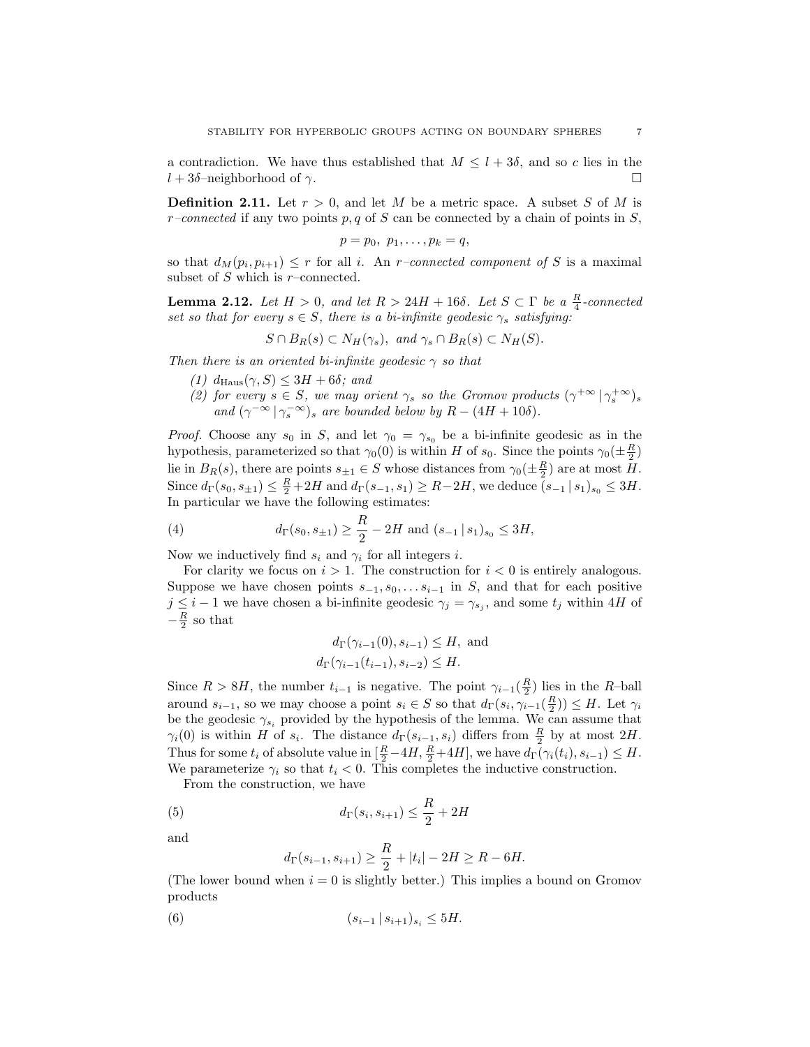a contradiction. We have thus established that $M \leq l + 3\delta$, and so $c$ lies in the $l + 3\delta$–neighborhood of $\gamma$. $\square$

**Definition 2.11.** Let $r > 0$, and let $M$ be a metric space. A subset $S$ of $M$ is *$r$–connected* if any two points $p, q$ of $S$ can be connected by a chain of points in $S$,

$$p = p_0,\ p_1, \ldots, p_k = q,$$

so that $d_M(p_i, p_{i+1}) \leq r$ for all $i$. An *$r$–connected component of $S$* is a maximal subset of $S$ which is $r$–connected.

**Lemma 2.12.** *Let $H > 0$, and let $R > 24H + 16\delta$. Let $S \subset \Gamma$ be a $\frac{R}{4}$-connected set so that for every $s \in S$, there is a bi-infinite geodesic $\gamma_s$ satisfying:*

$$S \cap B_R(s) \subset N_H(\gamma_s), \text{ and } \gamma_s \cap B_R(s) \subset N_H(S).$$

*Then there is an oriented bi-infinite geodesic $\gamma$ so that*

1. *$d_{\mathrm{Haus}}(\gamma, S) \leq 3H + 6\delta$; and*
2. *for every $s \in S$, we may orient $\gamma_s$ so the Gromov products $(\gamma^{+\infty} \,|\, \gamma_s^{+\infty})_s$ and $(\gamma^{-\infty} \,|\, \gamma_s^{-\infty})_s$ are bounded below by $R - (4H + 10\delta)$.*

*Proof.* Choose any $s_0$ in $S$, and let $\gamma_0 = \gamma_{s_0}$ be a bi-infinite geodesic as in the hypothesis, parameterized so that $\gamma_0(0)$ is within $H$ of $s_0$. Since the points $\gamma_0(\pm\frac{R}{2})$ lie in $B_R(s)$, there are points $s_{\pm 1} \in S$ whose distances from $\gamma_0(\pm\frac{R}{2})$ are at most $H$. Since $d_\Gamma(s_0, s_{\pm 1}) \leq \frac{R}{2} + 2H$ and $d_\Gamma(s_{-1}, s_1) \geq R - 2H$, we deduce $(s_{-1} \,|\, s_1)_{s_0} \leq 3H$. In particular we have the following estimates:

$$d_\Gamma(s_0, s_{\pm 1}) \geq \frac{R}{2} - 2H \text{ and } (s_{-1} \,|\, s_1)_{s_0} \leq 3H, \tag{4}$$

Now we inductively find $s_i$ and $\gamma_i$ for all integers $i$.

For clarity we focus on $i > 1$. The construction for $i < 0$ is entirely analogous. Suppose we have chosen points $s_{-1}, s_0, \ldots s_{i-1}$ in $S$, and that for each positive $j \leq i - 1$ we have chosen a bi-infinite geodesic $\gamma_j = \gamma_{s_j}$, and some $t_j$ within $4H$ of $-\frac{R}{2}$ so that

$$d_\Gamma(\gamma_{i-1}(0), s_{i-1}) \leq H, \text{ and}$$
$$d_\Gamma(\gamma_{i-1}(t_{i-1}), s_{i-2}) \leq H.$$

Since $R > 8H$, the number $t_{i-1}$ is negative. The point $\gamma_{i-1}(\frac{R}{2})$ lies in the $R$–ball around $s_{i-1}$, so we may choose a point $s_i \in S$ so that $d_\Gamma(s_i, \gamma_{i-1}(\frac{R}{2})) \leq H$. Let $\gamma_i$ be the geodesic $\gamma_{s_i}$ provided by the hypothesis of the lemma. We can assume that $\gamma_i(0)$ is within $H$ of $s_i$. The distance $d_\Gamma(s_{i-1}, s_i)$ differs from $\frac{R}{2}$ by at most $2H$. Thus for some $t_i$ of absolute value in $[\frac{R}{2} - 4H, \frac{R}{2} + 4H]$, we have $d_\Gamma(\gamma_i(t_i), s_{i-1}) \leq H$. We parameterize $\gamma_i$ so that $t_i < 0$. This completes the inductive construction.

From the construction, we have

$$d_\Gamma(s_i, s_{i+1}) \leq \frac{R}{2} + 2H \tag{5}$$

and

$$d_\Gamma(s_{i-1}, s_{i+1}) \geq \frac{R}{2} + |t_i| - 2H \geq R - 6H.$$

(The lower bound when $i = 0$ is slightly better.) This implies a bound on Gromov products

$$(s_{i-1} \,|\, s_{i+1})_{s_i} \leq 5H. \tag{6}$$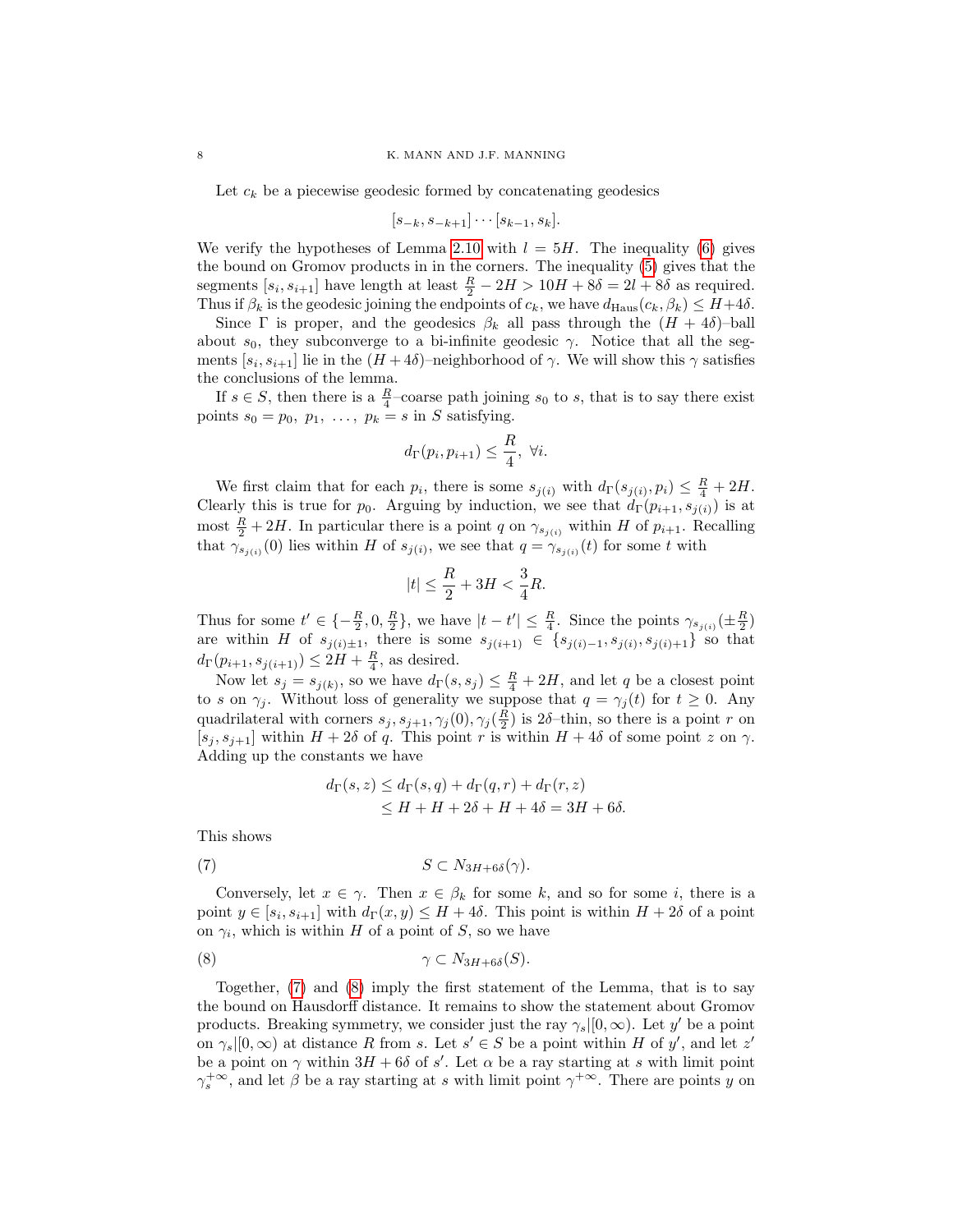Let $c_k$ be a piecewise geodesic formed by concatenating geodesics

$$[s_{-k}, s_{-k+1}] \cdots [s_{k-1}, s_k].$$

We verify the hypotheses of Lemma 2.10 with $l = 5H$. The inequality (6) gives the bound on Gromov products in in the corners. The inequality (5) gives that the segments $[s_i, s_{i+1}]$ have length at least $\frac{R}{2} - 2H > 10H + 8\delta = 2l + 8\delta$ as required. Thus if $\beta_k$ is the geodesic joining the endpoints of $c_k$, we have $d_{\mathrm{Haus}}(c_k, \beta_k) \leq H + 4\delta$.

Since $\Gamma$ is proper, and the geodesics $\beta_k$ all pass through the $(H+4\delta)$–ball about $s_0$, they subconverge to a bi-infinite geodesic $\gamma$. Notice that all the segments $[s_i, s_{i+1}]$ lie in the $(H+4\delta)$–neighborhood of $\gamma$. We will show this $\gamma$ satisfies the conclusions of the lemma.

If $s \in S$, then there is a $\frac{R}{4}$–coarse path joining $s_0$ to $s$, that is to say there exist points $s_0 = p_0, \ p_1, \ \ldots, \ p_k = s$ in $S$ satisfying.

$$d_\Gamma(p_i, p_{i+1}) \leq \frac{R}{4}, \ \forall i.$$

We first claim that for each $p_i$, there is some $s_{j(i)}$ with $d_\Gamma(s_{j(i)}, p_i) \leq \frac{R}{4} + 2H$. Clearly this is true for $p_0$. Arguing by induction, we see that $d_\Gamma(p_{i+1}, s_{j(i)})$ is at most $\frac{R}{2} + 2H$. In particular there is a point $q$ on $\gamma_{s_{j(i)}}$ within $H$ of $p_{i+1}$. Recalling that $\gamma_{s_{j(i)}}(0)$ lies within $H$ of $s_{j(i)}$, we see that $q = \gamma_{s_{j(i)}}(t)$ for some $t$ with

$$|t| \leq \frac{R}{2} + 3H < \frac{3}{4}R.$$

Thus for some $t' \in \{-\frac{R}{2}, 0, \frac{R}{2}\}$, we have $|t - t'| \leq \frac{R}{4}$. Since the points $\gamma_{s_{j(i)}}(\pm\frac{R}{2})$ are within $H$ of $s_{j(i)\pm 1}$, there is some $s_{j(i+1)} \in \{s_{j(i)-1}, s_{j(i)}, s_{j(i)+1}\}$ so that $d_\Gamma(p_{i+1}, s_{j(i+1)}) \leq 2H + \frac{R}{4}$, as desired.

Now let $s_j = s_{j(k)}$, so we have $d_\Gamma(s, s_j) \leq \frac{R}{4} + 2H$, and let $q$ be a closest point to $s$ on $\gamma_j$. Without loss of generality we suppose that $q = \gamma_j(t)$ for $t \geq 0$. Any quadrilateral with corners $s_j, s_{j+1}, \gamma_j(0), \gamma_j(\frac{R}{2})$ is $2\delta$–thin, so there is a point $r$ on $[s_j, s_{j+1}]$ within $H + 2\delta$ of $q$. This point $r$ is within $H + 4\delta$ of some point $z$ on $\gamma$. Adding up the constants we have

$$\begin{aligned} d_\Gamma(s, z) &\leq d_\Gamma(s, q) + d_\Gamma(q, r) + d_\Gamma(r, z) \\ &\leq H + H + 2\delta + H + 4\delta = 3H + 6\delta. \end{aligned}$$

This shows

$$S \subset N_{3H+6\delta}(\gamma). \tag{7}$$

Conversely, let $x \in \gamma$. Then $x \in \beta_k$ for some $k$, and so for some $i$, there is a point $y \in [s_i, s_{i+1}]$ with $d_\Gamma(x, y) \leq H + 4\delta$. This point is within $H + 2\delta$ of a point on $\gamma_i$, which is within $H$ of a point of $S$, so we have

$$\gamma \subset N_{3H+6\delta}(S). \tag{8}$$

Together, (7) and (8) imply the first statement of the Lemma, that is to say the bound on Hausdorff distance. It remains to show the statement about Gromov products. Breaking symmetry, we consider just the ray $\gamma_s|[0,\infty)$. Let $y'$ be a point on $\gamma_s|[0,\infty)$ at distance $R$ from $s$. Let $s' \in S$ be a point within $H$ of $y'$, and let $z'$ be a point on $\gamma$ within $3H + 6\delta$ of $s'$. Let $\alpha$ be a ray starting at $s$ with limit point $\gamma_s^{+\infty}$, and let $\beta$ be a ray starting at $s$ with limit point $\gamma^{+\infty}$. There are points $y$ on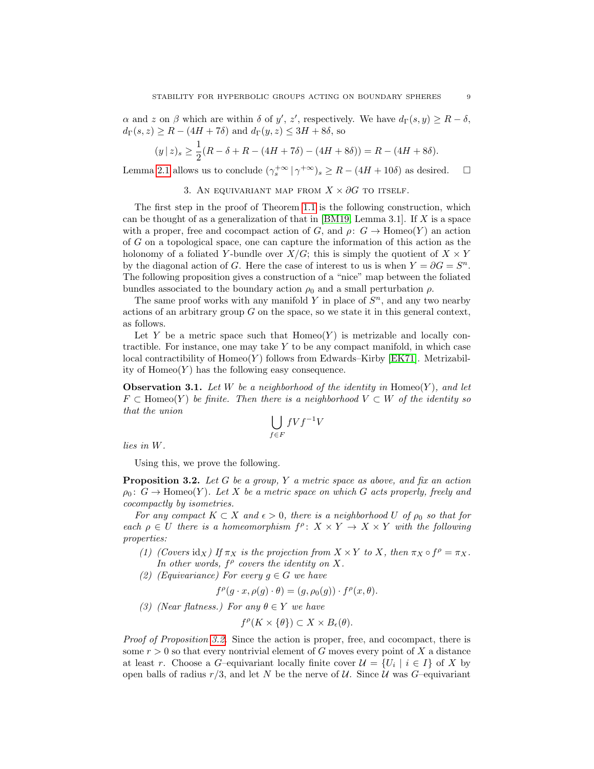$\alpha$ and $z$ on $\beta$ which are within $\delta$ of $y'$, $z'$, respectively. We have $d_\Gamma(s, y) \geq R - \delta$, $d_\Gamma(s, z) \geq R - (4H + 7\delta)$ and $d_\Gamma(y, z) \leq 3H + 8\delta$, so

$$(y \,|\, z)_s \geq \frac{1}{2}(R - \delta + R - (4H + 7\delta) - (4H + 8\delta)) = R - (4H + 8\delta).$$

Lemma 2.1 allows us to conclude $(\gamma_s^{+\infty} \,|\, \gamma^{+\infty})_s \geq R - (4H + 10\delta)$ as desired. $\square$

## 3. An equivariant map from $X \times \partial G$ to itself.

The first step in the proof of Theorem 1.1 is the following construction, which can be thought of as a generalization of that in [BM19, Lemma 3.1]. If $X$ is a space with a proper, free and cocompact action of $G$, and $\rho\colon G \to \mathrm{Homeo}(Y)$ an action of $G$ on a topological space, one can capture the information of this action as the holonomy of a foliated $Y$-bundle over $X/G$; this is simply the quotient of $X \times Y$ by the diagonal action of $G$. Here the case of interest to us is when $Y = \partial G = S^n$. The following proposition gives a construction of a "nice" map between the foliated bundles associated to the boundary action $\rho_0$ and a small perturbation $\rho$.

The same proof works with any manifold $Y$ in place of $S^n$, and any two nearby actions of an arbitrary group $G$ on the space, so we state it in this general context, as follows.

Let $Y$ be a metric space such that $\mathrm{Homeo}(Y)$ is metrizable and locally contractible. For instance, one may take $Y$ to be any compact manifold, in which case local contractibility of $\mathrm{Homeo}(Y)$ follows from Edwards–Kirby [EK71]. Metrizability of $\mathrm{Homeo}(Y)$ has the following easy consequence.

**Observation 3.1.** *Let $W$ be a neighborhood of the identity in $\mathrm{Homeo}(Y)$, and let $F \subset \mathrm{Homeo}(Y)$ be finite. Then there is a neighborhood $V \subset W$ of the identity so that the union*

$$\bigcup_{f \in F} fVf^{-1}V$$

*lies in $W$.*

Using this, we prove the following.

**Proposition 3.2.** *Let $G$ be a group, $Y$ a metric space as above, and fix an action $\rho_0\colon G \to \mathrm{Homeo}(Y)$. Let $X$ be a metric space on which $G$ acts properly, freely and cocompactly by isometries.*

*For any compact $K \subset X$ and $\epsilon > 0$, there is a neighborhood $U$ of $\rho_0$ so that for each $\rho \in U$ there is a homeomorphism $f^\rho\colon X \times Y \to X \times Y$ with the following properties:*

1. *(Covers $\mathrm{id}_X$) If $\pi_X$ is the projection from $X \times Y$ to $X$, then $\pi_X \circ f^\rho = \pi_X$. In other words, $f^\rho$ covers the identity on $X$.*
2. *(Equivariance) For every $g \in G$ we have*
$$f^\rho(g \cdot x, \rho(g) \cdot \theta) = (g, \rho_0(g)) \cdot f^\rho(x, \theta).$$
3. *(Near flatness.) For any $\theta \in Y$ we have*
$$f^\rho(K \times \{\theta\}) \subset X \times B_\epsilon(\theta).$$

*Proof of Proposition 3.2.* Since the action is proper, free, and cocompact, there is some $r > 0$ so that every nontrivial element of $G$ moves every point of $X$ a distance at least $r$. Choose a $G$–equivariant locally finite cover $\mathcal{U} = \{U_i \mid i \in I\}$ of $X$ by open balls of radius $r/3$, and let $N$ be the nerve of $\mathcal{U}$. Since $\mathcal{U}$ was $G$–equivariant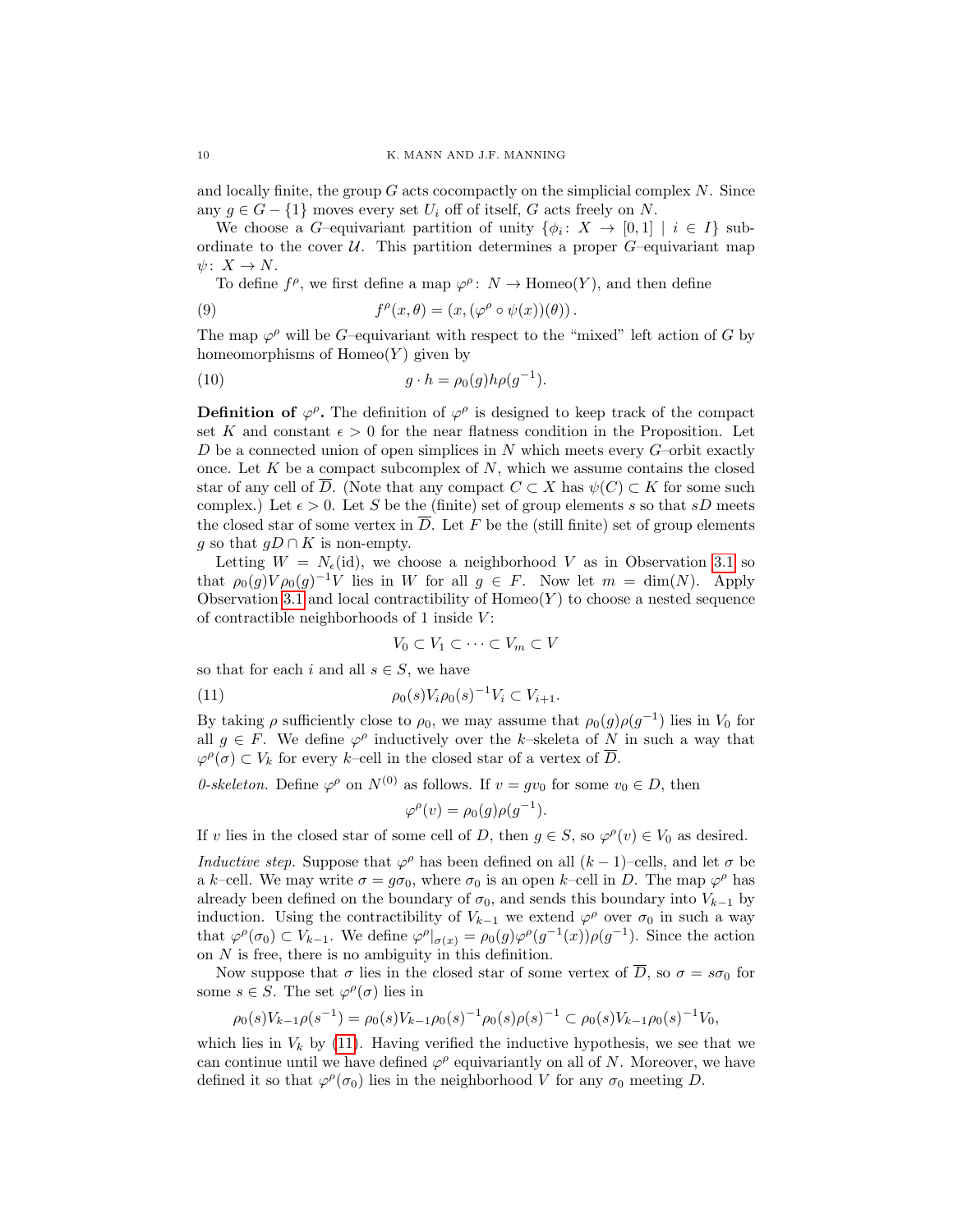and locally finite, the group $G$ acts cocompactly on the simplicial complex $N$. Since any $g \in G - \{1\}$ moves every set $U_i$ off of itself, $G$ acts freely on $N$.

We choose a $G$–equivariant partition of unity $\{\phi_i \colon X \to [0,1] \mid i \in I\}$ subordinate to the cover $\mathcal{U}$. This partition determines a proper $G$–equivariant map $\psi\colon X \to N$.

To define $f^\rho$, we first define a map $\varphi^\rho\colon N \to \mathrm{Homeo}(Y)$, and then define

$$f^\rho(x,\theta) = (x, (\varphi^\rho \circ \psi(x))(\theta)). \tag{9}$$

The map $\varphi^\rho$ will be $G$–equivariant with respect to the "mixed" left action of $G$ by homeomorphisms of $\mathrm{Homeo}(Y)$ given by

$$g \cdot h = \rho_0(g) h \rho(g^{-1}). \tag{10}$$

**Definition of $\varphi^\rho$.** The definition of $\varphi^\rho$ is designed to keep track of the compact set $K$ and constant $\epsilon > 0$ for the near flatness condition in the Proposition. Let $D$ be a connected union of open simplices in $N$ which meets every $G$–orbit exactly once. Let $K$ be a compact subcomplex of $N$, which we assume contains the closed star of any cell of $\overline{D}$. (Note that any compact $C \subset X$ has $\psi(C) \subset K$ for some such complex.) Let $\epsilon > 0$. Let $S$ be the (finite) set of group elements $s$ so that $sD$ meets the closed star of some vertex in $\overline{D}$. Let $F$ be the (still finite) set of group elements $g$ so that $gD \cap K$ is non-empty.

Letting $W = N_\epsilon(\mathrm{id})$, we choose a neighborhood $V$ as in Observation 3.1 so that $\rho_0(g) V \rho_0(g)^{-1} V$ lies in $W$ for all $g \in F$. Now let $m = \dim(N)$. Apply Observation 3.1 and local contractibility of $\mathrm{Homeo}(Y)$ to choose a nested sequence of contractible neighborhoods of 1 inside $V$:

$$V_0 \subset V_1 \subset \cdots \subset V_m \subset V$$

so that for each $i$ and all $s \in S$, we have

$$\rho_0(s) V_i \rho_0(s)^{-1} V_i \subset V_{i+1}. \tag{11}$$

By taking $\rho$ sufficiently close to $\rho_0$, we may assume that $\rho_0(g)\rho(g^{-1})$ lies in $V_0$ for all $g \in F$. We define $\varphi^\rho$ inductively over the $k$–skeleta of $N$ in such a way that $\varphi^\rho(\sigma) \subset V_k$ for every $k$–cell in the closed star of a vertex of $\overline{D}$.

*0-skeleton.* Define $\varphi^\rho$ on $N^{(0)}$ as follows. If $v = gv_0$ for some $v_0 \in D$, then

$$\varphi^\rho(v) = \rho_0(g)\rho(g^{-1}).$$

If $v$ lies in the closed star of some cell of $D$, then $g \in S$, so $\varphi^\rho(v) \in V_0$ as desired.

*Inductive step.* Suppose that $\varphi^\rho$ has been defined on all $(k-1)$–cells, and let $\sigma$ be a $k$–cell. We may write $\sigma = g\sigma_0$, where $\sigma_0$ is an open $k$–cell in $D$. The map $\varphi^\rho$ has already been defined on the boundary of $\sigma_0$, and sends this boundary into $V_{k-1}$ by induction. Using the contractibility of $V_{k-1}$ we extend $\varphi^\rho$ over $\sigma_0$ in such a way that $\varphi^\rho(\sigma_0) \subset V_{k-1}$. We define $\varphi^\rho|_{\sigma(x)} = \rho_0(g)\varphi^\rho(g^{-1}(x))\rho(g^{-1})$. Since the action on $N$ is free, there is no ambiguity in this definition.

Now suppose that $\sigma$ lies in the closed star of some vertex of $\overline{D}$, so $\sigma = s\sigma_0$ for some $s \in S$. The set $\varphi^\rho(\sigma)$ lies in

$$\rho_0(s) V_{k-1} \rho(s^{-1}) = \rho_0(s) V_{k-1} \rho_0(s)^{-1} \rho_0(s) \rho(s)^{-1} \subset \rho_0(s) V_{k-1} \rho_0(s)^{-1} V_0,$$

which lies in $V_k$ by (11). Having verified the inductive hypothesis, we see that we can continue until we have defined $\varphi^\rho$ equivariantly on all of $N$. Moreover, we have defined it so that $\varphi^\rho(\sigma_0)$ lies in the neighborhood $V$ for any $\sigma_0$ meeting $D$.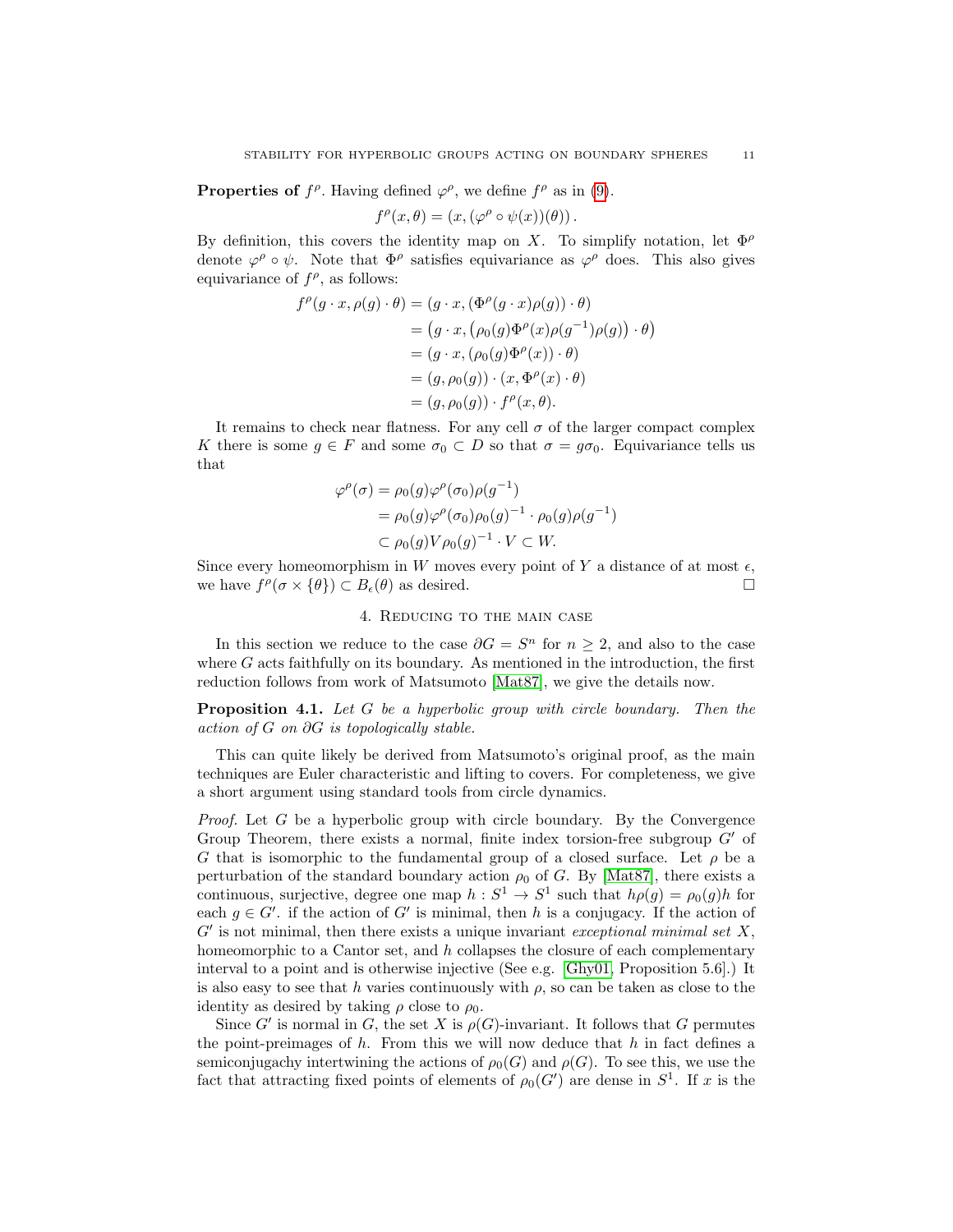**Properties of $f^\rho$.** Having defined $\varphi^\rho$, we define $f^\rho$ as in (9).

$$f^\rho(x,\theta) = (x, (\varphi^\rho \circ \psi(x))(\theta)).$$

By definition, this covers the identity map on $X$. To simplify notation, let $\Phi^\rho$ denote $\varphi^\rho \circ \psi$. Note that $\Phi^\rho$ satisfies equivariance as $\varphi^\rho$ does. This also gives equivariance of $f^\rho$, as follows:

$$\begin{aligned}
f^\rho(g \cdot x, \rho(g) \cdot \theta) &= (g \cdot x, (\Phi^\rho(g \cdot x)\rho(g)) \cdot \theta) \\
&= \left(g \cdot x, \left(\rho_0(g)\Phi^\rho(x)\rho(g^{-1})\rho(g)\right) \cdot \theta\right) \\
&= (g \cdot x, (\rho_0(g)\Phi^\rho(x)) \cdot \theta) \\
&= (g, \rho_0(g)) \cdot (x, \Phi^\rho(x) \cdot \theta) \\
&= (g, \rho_0(g)) \cdot f^\rho(x, \theta).
\end{aligned}$$

It remains to check near flatness. For any cell $\sigma$ of the larger compact complex $K$ there is some $g \in F$ and some $\sigma_0 \subset D$ so that $\sigma = g\sigma_0$. Equivariance tells us that

$$\begin{aligned}
\varphi^\rho(\sigma) &= \rho_0(g)\varphi^\rho(\sigma_0)\rho(g^{-1}) \\
&= \rho_0(g)\varphi^\rho(\sigma_0)\rho_0(g)^{-1} \cdot \rho_0(g)\rho(g^{-1}) \\
&\subset \rho_0(g)V\rho_0(g)^{-1} \cdot V \subset W.
\end{aligned}$$

Since every homeomorphism in $W$ moves every point of $Y$ a distance of at most $\epsilon$, we have $f^\rho(\sigma \times \{\theta\}) \subset B_\epsilon(\theta)$ as desired. $\square$

## 4. Reducing to the main case

In this section we reduce to the case $\partial G = S^n$ for $n \geq 2$, and also to the case where $G$ acts faithfully on its boundary. As mentioned in the introduction, the first reduction follows from work of Matsumoto [Mat87], we give the details now.

**Proposition 4.1.** *Let $G$ be a hyperbolic group with circle boundary. Then the action of $G$ on $\partial G$ is topologically stable.*

This can quite likely be derived from Matsumoto's original proof, as the main techniques are Euler characteristic and lifting to covers. For completeness, we give a short argument using standard tools from circle dynamics.

*Proof.* Let $G$ be a hyperbolic group with circle boundary. By the Convergence Group Theorem, there exists a normal, finite index torsion-free subgroup $G'$ of $G$ that is isomorphic to the fundamental group of a closed surface. Let $\rho$ be a perturbation of the standard boundary action $\rho_0$ of $G$. By [Mat87], there exists a continuous, surjective, degree one map $h : S^1 \to S^1$ such that $h\rho(g) = \rho_0(g)h$ for each $g \in G'$. if the action of $G'$ is minimal, then $h$ is a conjugacy. If the action of $G'$ is not minimal, then there exists a unique invariant *exceptional minimal set* $X$, homeomorphic to a Cantor set, and $h$ collapses the closure of each complementary interval to a point and is otherwise injective (See e.g. [Ghy01, Proposition 5.6].) It is also easy to see that $h$ varies continuously with $\rho$, so can be taken as close to the identity as desired by taking $\rho$ close to $\rho_0$.

Since $G'$ is normal in $G$, the set $X$ is $\rho(G)$-invariant. It follows that $G$ permutes the point-preimages of $h$. From this we will now deduce that $h$ in fact defines a semiconjugachy intertwining the actions of $\rho_0(G)$ and $\rho(G)$. To see this, we use the fact that attracting fixed points of elements of $\rho_0(G')$ are dense in $S^1$. If $x$ is the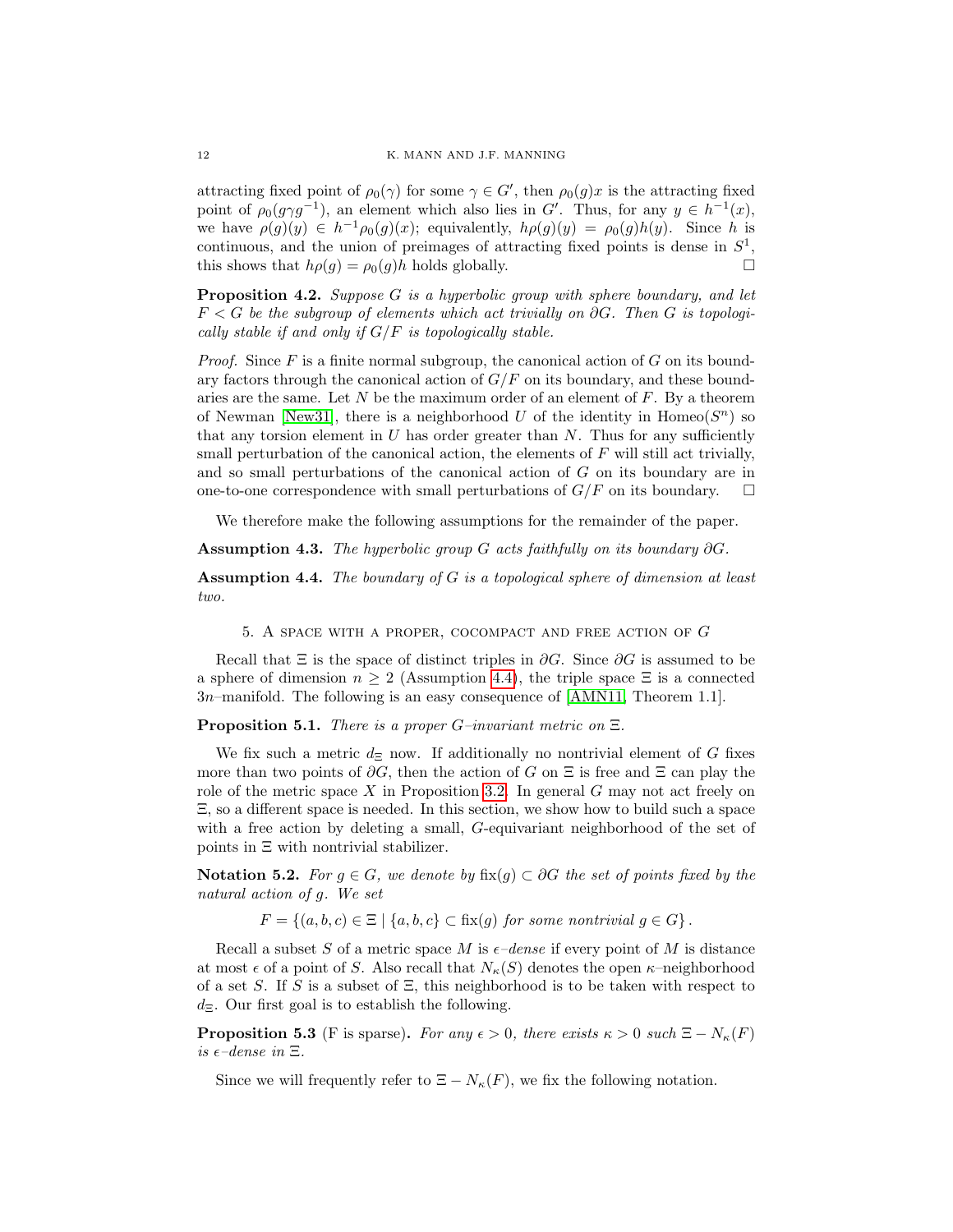attracting fixed point of $\rho_0(\gamma)$ for some $\gamma \in G'$, then $\rho_0(g)x$ is the attracting fixed point of $\rho_0(g\gamma g^{-1})$, an element which also lies in $G'$. Thus, for any $y \in h^{-1}(x)$, we have $\rho(g)(y) \in h^{-1}\rho_0(g)(x)$; equivalently, $h\rho(g)(y) = \rho_0(g)h(y)$. Since $h$ is continuous, and the union of preimages of attracting fixed points is dense in $S^1$, this shows that $h\rho(g) = \rho_0(g)h$ holds globally. □

**Proposition 4.2.** *Suppose $G$ is a hyperbolic group with sphere boundary, and let $F < G$ be the subgroup of elements which act trivially on $\partial G$. Then $G$ is topologically stable if and only if $G/F$ is topologically stable.*

*Proof.* Since $F$ is a finite normal subgroup, the canonical action of $G$ on its boundary factors through the canonical action of $G/F$ on its boundary, and these boundaries are the same. Let $N$ be the maximum order of an element of $F$. By a theorem of Newman [New31], there is a neighborhood $U$ of the identity in $\mathrm{Homeo}(S^n)$ so that any torsion element in $U$ has order greater than $N$. Thus for any sufficiently small perturbation of the canonical action, the elements of $F$ will still act trivially, and so small perturbations of the canonical action of $G$ on its boundary are in one-to-one correspondence with small perturbations of $G/F$ on its boundary. □

We therefore make the following assumptions for the remainder of the paper.

**Assumption 4.3.** *The hyperbolic group $G$ acts faithfully on its boundary $\partial G$.*

**Assumption 4.4.** *The boundary of $G$ is a topological sphere of dimension at least two.*

## 5. A space with a proper, cocompact and free action of $G$

Recall that $\Xi$ is the space of distinct triples in $\partial G$. Since $\partial G$ is assumed to be a sphere of dimension $n \geq 2$ (Assumption 4.4), the triple space $\Xi$ is a connected $3n$–manifold. The following is an easy consequence of [AMN11, Theorem 1.1].

**Proposition 5.1.** *There is a proper $G$–invariant metric on $\Xi$.*

We fix such a metric $d_\Xi$ now. If additionally no nontrivial element of $G$ fixes more than two points of $\partial G$, then the action of $G$ on $\Xi$ is free and $\Xi$ can play the role of the metric space $X$ in Proposition 3.2. In general $G$ may not act freely on $\Xi$, so a different space is needed. In this section, we show how to build such a space with a free action by deleting a small, $G$-equivariant neighborhood of the set of points in $\Xi$ with nontrivial stabilizer.

**Notation 5.2.** *For $g \in G$, we denote by $\mathrm{fix}(g) \subset \partial G$ the set of points fixed by the natural action of $g$. We set*

$$F = \{(a, b, c) \in \Xi \mid \{a, b, c\} \subset \mathrm{fix}(g) \text{ for some nontrivial } g \in G\}.$$

Recall a subset $S$ of a metric space $M$ is *$\epsilon$–dense* if every point of $M$ is distance at most $\epsilon$ of a point of $S$. Also recall that $N_\kappa(S)$ denotes the open $\kappa$–neighborhood of a set $S$. If $S$ is a subset of $\Xi$, this neighborhood is to be taken with respect to $d_\Xi$. Our first goal is to establish the following.

**Proposition 5.3** (F is sparse)**.** *For any $\epsilon > 0$, there exists $\kappa > 0$ such $\Xi - N_\kappa(F)$ is $\epsilon$–dense in $\Xi$.*

Since we will frequently refer to $\Xi - N_\kappa(F)$, we fix the following notation.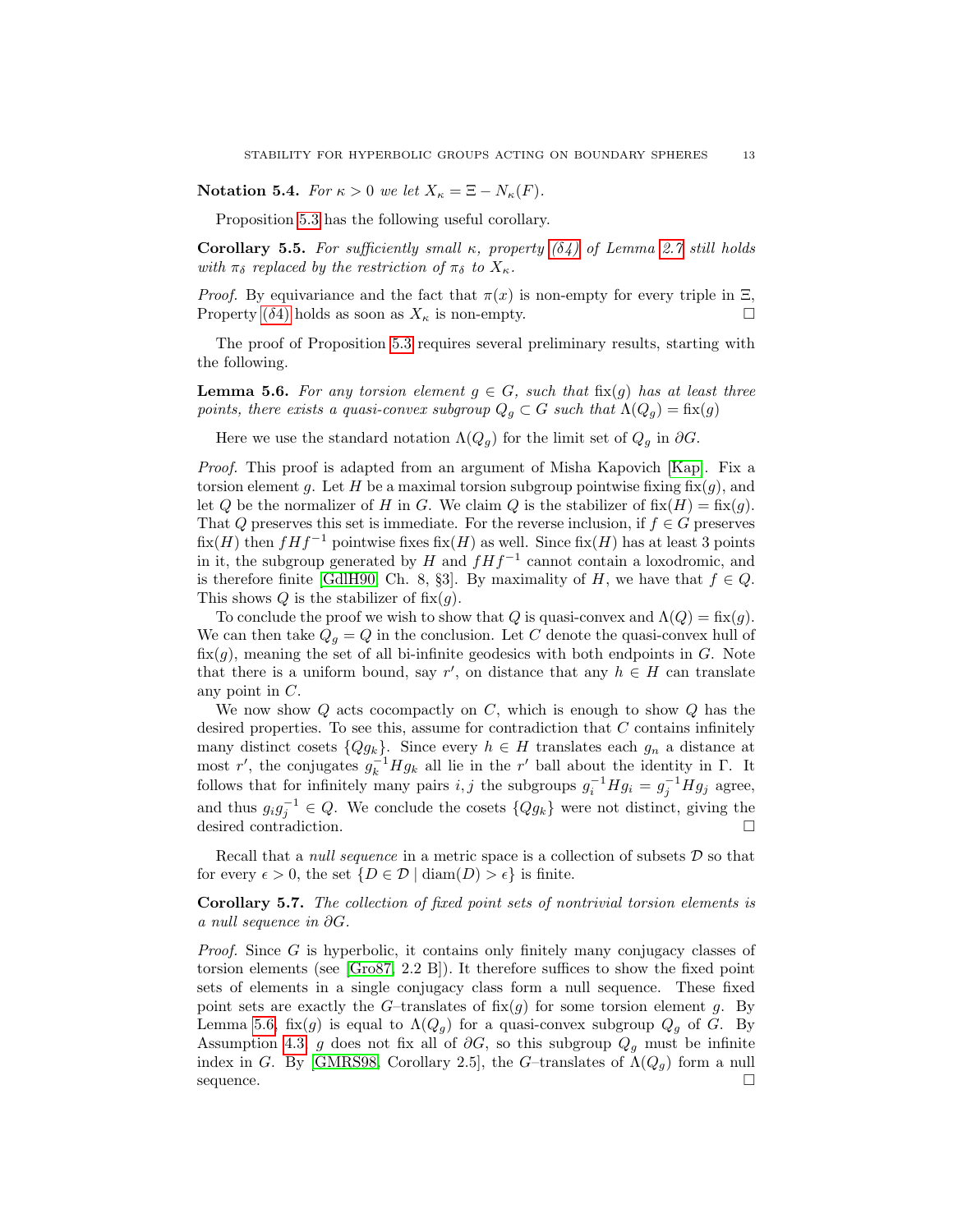**Notation 5.4.** *For $\kappa > 0$ we let $X_\kappa = \Xi - N_\kappa(F)$.*

Proposition 5.3 has the following useful corollary.

**Corollary 5.5.** *For sufficiently small $\kappa$, property (δ4) of Lemma 2.7 still holds with $\pi_\delta$ replaced by the restriction of $\pi_\delta$ to $X_\kappa$.*

*Proof.* By equivariance and the fact that $\pi(x)$ is non-empty for every triple in $\Xi$, Property (δ4) holds as soon as $X_\kappa$ is non-empty. □

The proof of Proposition 5.3 requires several preliminary results, starting with the following.

**Lemma 5.6.** *For any torsion element $g \in G$, such that $\mathrm{fix}(g)$ has at least three points, there exists a quasi-convex subgroup $Q_g \subset G$ such that $\Lambda(Q_g) = \mathrm{fix}(g)$*

Here we use the standard notation $\Lambda(Q_g)$ for the limit set of $Q_g$ in $\partial G$.

*Proof.* This proof is adapted from an argument of Misha Kapovich [Kap]. Fix a torsion element $g$. Let $H$ be a maximal torsion subgroup pointwise fixing $\mathrm{fix}(g)$, and let $Q$ be the normalizer of $H$ in $G$. We claim $Q$ is the stabilizer of $\mathrm{fix}(H) = \mathrm{fix}(g)$. That $Q$ preserves this set is immediate. For the reverse inclusion, if $f \in G$ preserves $\mathrm{fix}(H)$ then $fHf^{-1}$ pointwise fixes $\mathrm{fix}(H)$ as well. Since $\mathrm{fix}(H)$ has at least 3 points in it, the subgroup generated by $H$ and $fHf^{-1}$ cannot contain a loxodromic, and is therefore finite [GdlH90, Ch. 8, §3]. By maximality of $H$, we have that $f \in Q$. This shows $Q$ is the stabilizer of $\mathrm{fix}(g)$.

To conclude the proof we wish to show that $Q$ is quasi-convex and $\Lambda(Q) = \mathrm{fix}(g)$. We can then take $Q_g = Q$ in the conclusion. Let $C$ denote the quasi-convex hull of $\mathrm{fix}(g)$, meaning the set of all bi-infinite geodesics with both endpoints in $G$. Note that there is a uniform bound, say $r'$, on distance that any $h \in H$ can translate any point in $C$.

We now show $Q$ acts cocompactly on $C$, which is enough to show $Q$ has the desired properties. To see this, assume for contradiction that $C$ contains infinitely many distinct cosets $\{Qg_k\}$. Since every $h \in H$ translates each $g_n$ a distance at most $r'$, the conjugates $g_k^{-1}Hg_k$ all lie in the $r'$ ball about the identity in $\Gamma$. It follows that for infinitely many pairs $i, j$ the subgroups $g_i^{-1}Hg_i = g_j^{-1}Hg_j$ agree, and thus $g_ig_j^{-1} \in Q$. We conclude the cosets $\{Qg_k\}$ were not distinct, giving the desired contradiction. □

Recall that a *null sequence* in a metric space is a collection of subsets $\mathcal{D}$ so that for every $\epsilon > 0$, the set $\{D \in \mathcal{D} \mid \mathrm{diam}(D) > \epsilon\}$ is finite.

**Corollary 5.7.** *The collection of fixed point sets of nontrivial torsion elements is a null sequence in $\partial G$.*

*Proof.* Since $G$ is hyperbolic, it contains only finitely many conjugacy classes of torsion elements (see [Gro87, 2.2 B]). It therefore suffices to show the fixed point sets of elements in a single conjugacy class form a null sequence. These fixed point sets are exactly the $G$–translates of $\mathrm{fix}(g)$ for some torsion element $g$. By Lemma 5.6, $\mathrm{fix}(g)$ is equal to $\Lambda(Q_g)$ for a quasi-convex subgroup $Q_g$ of $G$. By Assumption 4.3, $g$ does not fix all of $\partial G$, so this subgroup $Q_g$ must be infinite index in $G$. By [GMRS98, Corollary 2.5], the $G$–translates of $\Lambda(Q_g)$ form a null sequence. □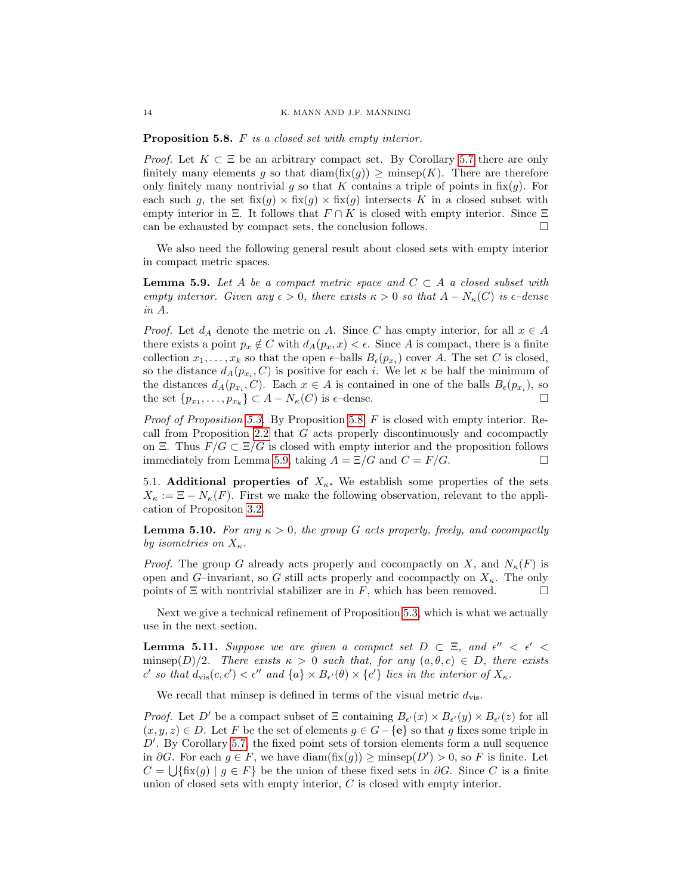**Proposition 5.8.** *$F$ is a closed set with empty interior.*

*Proof.* Let $K \subset \Xi$ be an arbitrary compact set. By Corollary 5.7 there are only finitely many elements $g$ so that $\mathrm{diam}(\mathrm{fix}(g)) \geq \mathrm{minsep}(K)$. There are therefore only finitely many nontrivial $g$ so that $K$ contains a triple of points in $\mathrm{fix}(g)$. For each such $g$, the set $\mathrm{fix}(g) \times \mathrm{fix}(g) \times \mathrm{fix}(g)$ intersects $K$ in a closed subset with empty interior in $\Xi$. It follows that $F \cap K$ is closed with empty interior. Since $\Xi$ can be exhausted by compact sets, the conclusion follows. □

We also need the following general result about closed sets with empty interior in compact metric spaces.

**Lemma 5.9.** *Let $A$ be a compact metric space and $C \subset A$ a closed subset with empty interior. Given any $\epsilon > 0$, there exists $\kappa > 0$ so that $A - N_\kappa(C)$ is $\epsilon$–dense in $A$.*

*Proof.* Let $d_A$ denote the metric on $A$. Since $C$ has empty interior, for all $x \in A$ there exists a point $p_x \notin C$ with $d_A(p_x, x) < \epsilon$. Since $A$ is compact, there is a finite collection $x_1, \ldots, x_k$ so that the open $\epsilon$–balls $B_\epsilon(p_{x_i})$ cover $A$. The set $C$ is closed, so the distance $d_A(p_{x_i}, C)$ is positive for each $i$. We let $\kappa$ be half the minimum of the distances $d_A(p_{x_i}, C)$. Each $x \in A$ is contained in one of the balls $B_\epsilon(p_{x_i})$, so the set $\{p_{x_1}, \ldots, p_{x_k}\} \subset A - N_\kappa(C)$ is $\epsilon$–dense. □

*Proof of Proposition 5.3.* By Proposition 5.8, $F$ is closed with empty interior. Recall from Proposition 2.2 that $G$ acts properly discontinuously and cocompactly on $\Xi$. Thus $F/G \subset \Xi/G$ is closed with empty interior and the proposition follows immediately from Lemma 5.9, taking $A = \Xi/G$ and $C = F/G$. □

5.1. **Additional properties of $X_\kappa$.** We establish some properties of the sets $X_\kappa := \Xi - N_\kappa(F)$. First we make the following observation, relevant to the application of Propositon 3.2.

**Lemma 5.10.** *For any $\kappa > 0$, the group $G$ acts properly, freely, and cocompactly by isometries on $X_\kappa$.*

*Proof.* The group $G$ already acts properly and cocompactly on $X$, and $N_\kappa(F)$ is open and $G$–invariant, so $G$ still acts properly and cocompactly on $X_\kappa$. The only points of $\Xi$ with nontrivial stabilizer are in $F$, which has been removed. □

Next we give a technical refinement of Proposition 5.3, which is what we actually use in the next section.

**Lemma 5.11.** *Suppose we are given a compact set $D \subset \Xi$, and $\epsilon'' < \epsilon' < \mathrm{minsep}(D)/2$. There exists $\kappa > 0$ such that, for any $(a, \theta, c) \in D$, there exists $c'$ so that $d_{\mathrm{vis}}(c, c') < \epsilon''$ and $\{a\} \times B_{\epsilon'}(\theta) \times \{c'\}$ lies in the interior of $X_\kappa$.*

We recall that minsep is defined in terms of the visual metric $d_{\mathrm{vis}}$.

*Proof.* Let $D'$ be a compact subset of $\Xi$ containing $B_{\epsilon'}(x) \times B_{\epsilon'}(y) \times B_{\epsilon'}(z)$ for all $(x, y, z) \in D$. Let $F$ be the set of elements $g \in G - \{\mathbf{e}\}$ so that $g$ fixes some triple in $D'$. By Corollary 5.7, the fixed point sets of torsion elements form a null sequence in $\partial G$. For each $g \in F$, we have $\mathrm{diam}(\mathrm{fix}(g)) \geq \mathrm{minsep}(D') > 0$, so $F$ is finite. Let $C = \bigcup \{\mathrm{fix}(g) \mid g \in F\}$ be the union of these fixed sets in $\partial G$. Since $C$ is a finite union of closed sets with empty interior, $C$ is closed with empty interior.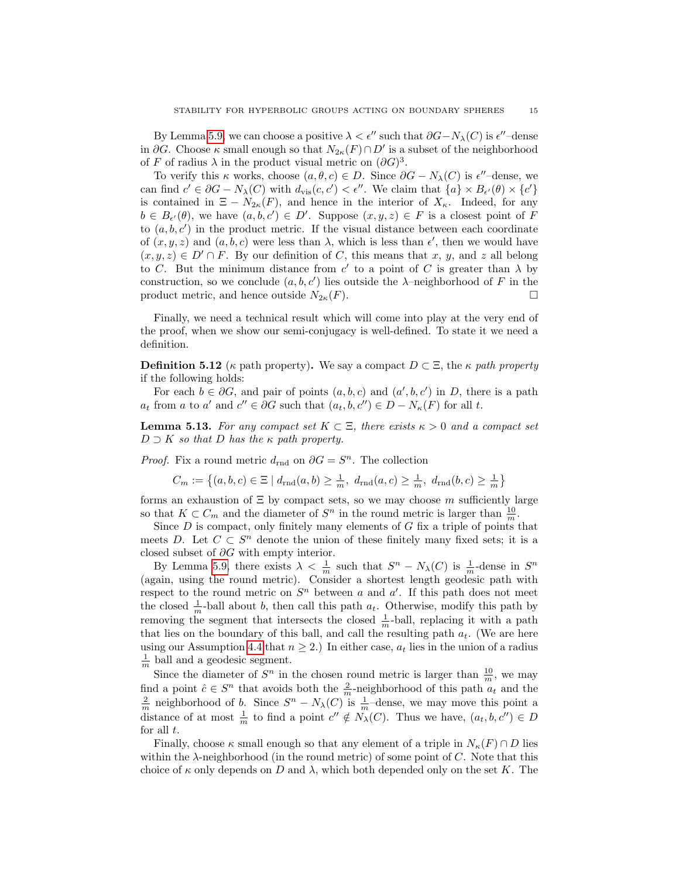By Lemma 5.9, we can choose a positive $\lambda < \epsilon''$ such that $\partial G - N_\lambda(C)$ is $\epsilon''$–dense in $\partial G$. Choose $\kappa$ small enough so that $N_{2\kappa}(F) \cap D'$ is a subset of the neighborhood of $F$ of radius $\lambda$ in the product visual metric on $(\partial G)^3$.

To verify this $\kappa$ works, choose $(a, \theta, c) \in D$. Since $\partial G - N_\lambda(C)$ is $\epsilon''$–dense, we can find $c' \in \partial G - N_\lambda(C)$ with $d_{\mathrm{vis}}(c, c') < \epsilon''$. We claim that $\{a\} \times B_{\epsilon'}(\theta) \times \{c'\}$ is contained in $\Xi - N_{2\kappa}(F)$, and hence in the interior of $X_\kappa$. Indeed, for any $b \in B_{\epsilon'}(\theta)$, we have $(a, b, c') \in D'$. Suppose $(x, y, z) \in F$ is a closest point of $F$ to $(a, b, c')$ in the product metric. If the visual distance between each coordinate of $(x, y, z)$ and $(a, b, c)$ were less than $\lambda$, which is less than $\epsilon'$, then we would have $(x, y, z) \in D' \cap F$. By our definition of $C$, this means that $x$, $y$, and $z$ all belong to $C$. But the minimum distance from $c'$ to a point of $C$ is greater than $\lambda$ by construction, so we conclude $(a, b, c')$ lies outside the $\lambda$–neighborhood of $F$ in the product metric, and hence outside $N_{2\kappa}(F)$. □

Finally, we need a technical result which will come into play at the very end of the proof, when we show our semi-conjugacy is well-defined. To state it we need a definition.

**Definition 5.12** ($\kappa$ path property)**.** We say a compact $D \subset \Xi$, the *$\kappa$ path property* if the following holds:

For each $b \in \partial G$, and pair of points $(a, b, c)$ and $(a', b, c')$ in $D$, there is a path $a_t$ from $a$ to $a'$ and $c'' \in \partial G$ such that $(a_t, b, c'') \in D - N_\kappa(F)$ for all $t$.

**Lemma 5.13.** *For any compact set $K \subset \Xi$, there exists $\kappa > 0$ and a compact set $D \supset K$ so that $D$ has the $\kappa$ path property.*

*Proof.* Fix a round metric $d_{\mathrm{rnd}}$ on $\partial G = S^n$. The collection

$$C_m := \left\{(a, b, c) \in \Xi \mid d_{\mathrm{rnd}}(a, b) \geq \tfrac{1}{m},\ d_{\mathrm{rnd}}(a, c) \geq \tfrac{1}{m},\ d_{\mathrm{rnd}}(b, c) \geq \tfrac{1}{m}\right\}$$

forms an exhaustion of $\Xi$ by compact sets, so we may choose $m$ sufficiently large so that $K \subset C_m$ and the diameter of $S^n$ in the round metric is larger than $\frac{10}{m}$.

Since $D$ is compact, only finitely many elements of $G$ fix a triple of points that meets $D$. Let $C \subset S^n$ denote the union of these finitely many fixed sets; it is a closed subset of $\partial G$ with empty interior.

By Lemma 5.9, there exists $\lambda < \frac{1}{m}$ such that $S^n - N_\lambda(C)$ is $\frac{1}{m}$-dense in $S^n$ (again, using the round metric). Consider a shortest length geodesic path with respect to the round metric on $S^n$ between $a$ and $a'$. If this path does not meet the closed $\frac{1}{m}$-ball about $b$, then call this path $a_t$. Otherwise, modify this path by removing the segment that intersects the closed $\frac{1}{m}$-ball, replacing it with a path that lies on the boundary of this ball, and call the resulting path $a_t$. (We are here using our Assumption 4.4 that $n \geq 2$.) In either case, $a_t$ lies in the union of a radius $\frac{1}{m}$ ball and a geodesic segment.

Since the diameter of $S^n$ in the chosen round metric is larger than $\frac{10}{m}$, we may find a point $\hat{c} \in S^n$ that avoids both the $\frac{2}{m}$-neighborhood of this path $a_t$ and the $\frac{2}{m}$ neighborhood of $b$. Since $S^n - N_\lambda(C)$ is $\frac{1}{m}$–dense, we may move this point a distance of at most $\frac{1}{m}$ to find a point $c'' \notin N_\lambda(C)$. Thus we have, $(a_t, b, c'') \in D$ for all $t$.

Finally, choose $\kappa$ small enough so that any element of a triple in $N_\kappa(F) \cap D$ lies within the $\lambda$-neighborhood (in the round metric) of some point of $C$. Note that this choice of $\kappa$ only depends on $D$ and $\lambda$, which both depended only on the set $K$. The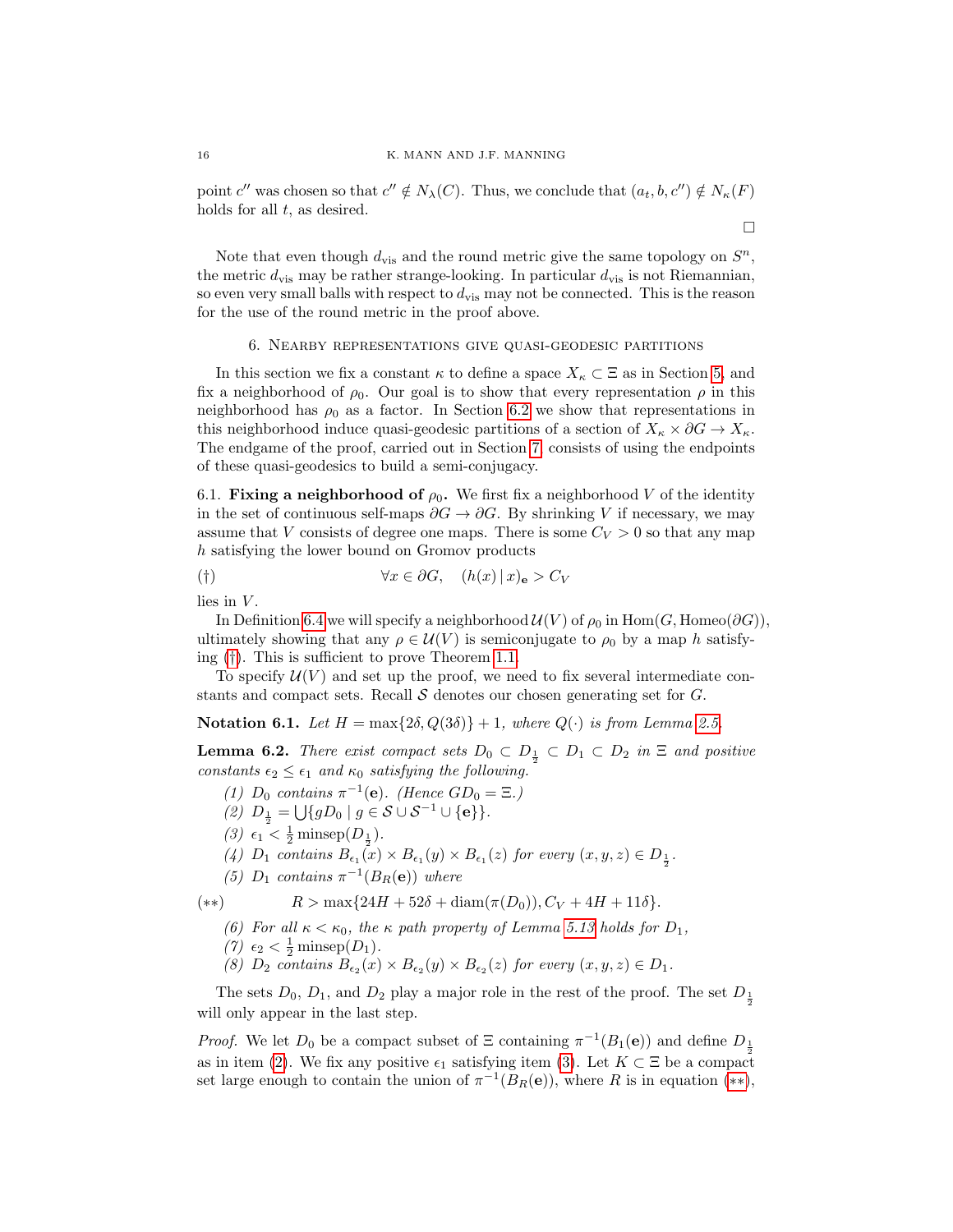point $c''$ was chosen so that $c'' \notin N_\lambda(C)$. Thus, we conclude that $(a_t, b, c'') \notin N_\kappa(F)$ holds for all $t$, as desired.

□

Note that even though $d_{\mathrm{vis}}$ and the round metric give the same topology on $S^n$, the metric $d_{\mathrm{vis}}$ may be rather strange-looking. In particular $d_{\mathrm{vis}}$ is not Riemannian, so even very small balls with respect to $d_{\mathrm{vis}}$ may not be connected. This is the reason for the use of the round metric in the proof above.

## 6. Nearby representations give quasi-geodesic partitions

In this section we fix a constant $\kappa$ to define a space $X_\kappa \subset \Xi$ as in Section 5, and fix a neighborhood of $\rho_0$. Our goal is to show that every representation $\rho$ in this neighborhood has $\rho_0$ as a factor. In Section 6.2 we show that representations in this neighborhood induce quasi-geodesic partitions of a section of $X_\kappa \times \partial G \to X_\kappa$. The endgame of the proof, carried out in Section 7, consists of using the endpoints of these quasi-geodesics to build a semi-conjugacy.

### 6.1. Fixing a neighborhood of $\rho_0$.

We first fix a neighborhood $V$ of the identity in the set of continuous self-maps $\partial G \to \partial G$. By shrinking $V$ if necessary, we may assume that $V$ consists of degree one maps. There is some $C_V > 0$ so that any map $h$ satisfying the lower bound on Gromov products

$$(\dagger) \qquad \forall x \in \partial G, \quad (h(x) \,|\, x)_{\mathbf{e}} > C_V$$

lies in $V$.

In Definition 6.4 we will specify a neighborhood $\mathcal{U}(V)$ of $\rho_0$ in $\mathrm{Hom}(G, \mathrm{Homeo}(\partial G))$, ultimately showing that any $\rho \in \mathcal{U}(V)$ is semiconjugate to $\rho_0$ by a map $h$ satisfying (†). This is sufficient to prove Theorem 1.1.

To specify $\mathcal{U}(V)$ and set up the proof, we need to fix several intermediate constants and compact sets. Recall $\mathcal{S}$ denotes our chosen generating set for $G$.

**Notation 6.1.** *Let $H = \max\{2\delta, Q(3\delta)\} + 1$, where $Q(\cdot)$ is from Lemma 2.5.*

**Lemma 6.2.** *There exist compact sets $D_0 \subset D_{\frac{1}{2}} \subset D_1 \subset D_2$ in $\Xi$ and positive constants $\epsilon_2 \leq \epsilon_1$ and $\kappa_0$ satisfying the following.*

1. *$D_0$ contains $\pi^{-1}(\mathbf{e})$. (Hence $GD_0 = \Xi$.)*
2. *$D_{\frac{1}{2}} = \bigcup\{gD_0 \mid g \in \mathcal{S} \cup \mathcal{S}^{-1} \cup \{\mathbf{e}\}\}$.*
3. *$\epsilon_1 < \frac{1}{2}\,\mathrm{minsep}(D_{\frac{1}{2}})$.*
4. *$D_1$ contains $B_{\epsilon_1}(x) \times B_{\epsilon_1}(y) \times B_{\epsilon_1}(z)$ for every $(x, y, z) \in D_{\frac{1}{2}}$.*
5. *$D_1$ contains $\pi^{-1}(B_R(\mathbf{e}))$ where*

$$(**) \qquad R > \max\{24H + 52\delta + \mathrm{diam}(\pi(D_0)), C_V + 4H + 11\delta\}.$$

6. *For all $\kappa < \kappa_0$, the $\kappa$ path property of Lemma 5.13 holds for $D_1$,*
7. *$\epsilon_2 < \frac{1}{2}\,\mathrm{minsep}(D_1)$.*
8. *$D_2$ contains $B_{\epsilon_2}(x) \times B_{\epsilon_2}(y) \times B_{\epsilon_2}(z)$ for every $(x, y, z) \in D_1$.*

The sets $D_0$, $D_1$, and $D_2$ play a major role in the rest of the proof. The set $D_{\frac{1}{2}}$ will only appear in the last step.

*Proof.* We let $D_0$ be a compact subset of $\Xi$ containing $\pi^{-1}(B_1(\mathbf{e}))$ and define $D_{\frac{1}{2}}$ as in item (2). We fix any positive $\epsilon_1$ satisfying item (3). Let $K \subset \Xi$ be a compact set large enough to contain the union of $\pi^{-1}(B_R(\mathbf{e}))$, where $R$ is in equation (**),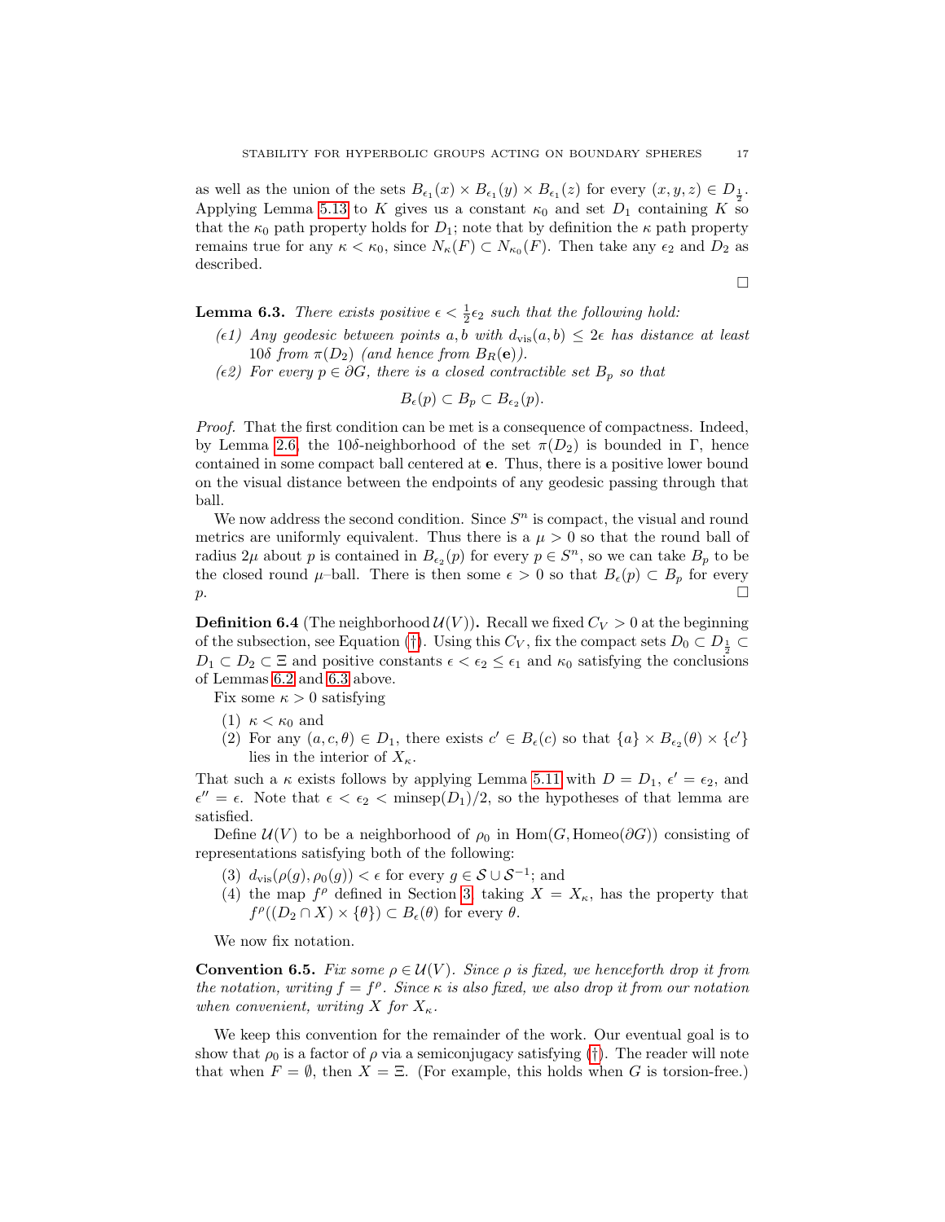as well as the union of the sets $B_{\epsilon_1}(x) \times B_{\epsilon_1}(y) \times B_{\epsilon_1}(z)$ for every $(x, y, z) \in D_{\frac{1}{2}}$. Applying Lemma 5.13 to $K$ gives us a constant $\kappa_0$ and set $D_1$ containing $K$ so that the $\kappa_0$ path property holds for $D_1$; note that by definition the $\kappa$ path property remains true for any $\kappa < \kappa_0$, since $N_\kappa(F) \subset N_{\kappa_0}(F)$. Then take any $\epsilon_2$ and $D_2$ as described.

□

**Lemma 6.3.** *There exists positive $\epsilon < \frac{1}{2}\epsilon_2$ such that the following hold:*

*($\epsilon$1) Any geodesic between points $a, b$ with $d_{\text{vis}}(a, b) \leq 2\epsilon$ has distance at least $10\delta$ from $\pi(D_2)$ (and hence from $B_R(\mathbf{e})$).*

*($\epsilon$2) For every $p \in \partial G$, there is a closed contractible set $B_p$ so that*

$$B_\epsilon(p) \subset B_p \subset B_{\epsilon_2}(p).$$

*Proof.* That the first condition can be met is a consequence of compactness. Indeed, by Lemma 2.6, the $10\delta$-neighborhood of the set $\pi(D_2)$ is bounded in $\Gamma$, hence contained in some compact ball centered at $\mathbf{e}$. Thus, there is a positive lower bound on the visual distance between the endpoints of any geodesic passing through that ball.

We now address the second condition. Since $S^n$ is compact, the visual and round metrics are uniformly equivalent. Thus there is a $\mu > 0$ so that the round ball of radius $2\mu$ about $p$ is contained in $B_{\epsilon_2}(p)$ for every $p \in S^n$, so we can take $B_p$ to be the closed round $\mu$–ball. There is then some $\epsilon > 0$ so that $B_\epsilon(p) \subset B_p$ for every $p$. □

**Definition 6.4** (The neighborhood $\mathcal{U}(V)$)**.** Recall we fixed $C_V > 0$ at the beginning of the subsection, see Equation (†). Using this $C_V$, fix the compact sets $D_0 \subset D_{\frac{1}{2}} \subset D_1 \subset D_2 \subset \Xi$ and positive constants $\epsilon < \epsilon_2 \leq \epsilon_1$ and $\kappa_0$ satisfying the conclusions of Lemmas 6.2 and 6.3 above.

Fix some $\kappa > 0$ satisfying

(1) $\kappa < \kappa_0$ and
(2) For any $(a, c, \theta) \in D_1$, there exists $c' \in B_\epsilon(c)$ so that $\{a\} \times B_{\epsilon_2}(\theta) \times \{c'\}$ lies in the interior of $X_\kappa$.

That such a $\kappa$ exists follows by applying Lemma 5.11 with $D = D_1$, $\epsilon' = \epsilon_2$, and $\epsilon'' = \epsilon$. Note that $\epsilon < \epsilon_2 < \text{minsep}(D_1)/2$, so the hypotheses of that lemma are satisfied.

Define $\mathcal{U}(V)$ to be a neighborhood of $\rho_0$ in $\text{Hom}(G, \text{Homeo}(\partial G))$ consisting of representations satisfying both of the following:

(3) $d_{\text{vis}}(\rho(g), \rho_0(g)) < \epsilon$ for every $g \in \mathcal{S} \cup \mathcal{S}^{-1}$; and
(4) the map $f^\rho$ defined in Section 3, taking $X = X_\kappa$, has the property that $f^\rho((D_2 \cap X) \times \{\theta\}) \subset B_\epsilon(\theta)$ for every $\theta$.

We now fix notation.

**Convention 6.5.** *Fix some $\rho \in \mathcal{U}(V)$. Since $\rho$ is fixed, we henceforth drop it from the notation, writing $f = f^\rho$. Since $\kappa$ is also fixed, we also drop it from our notation when convenient, writing $X$ for $X_\kappa$.*

We keep this convention for the remainder of the work. Our eventual goal is to show that $\rho_0$ is a factor of $\rho$ via a semiconjugacy satisfying (†). The reader will note that when $F = \emptyset$, then $X = \Xi$. (For example, this holds when $G$ is torsion-free.)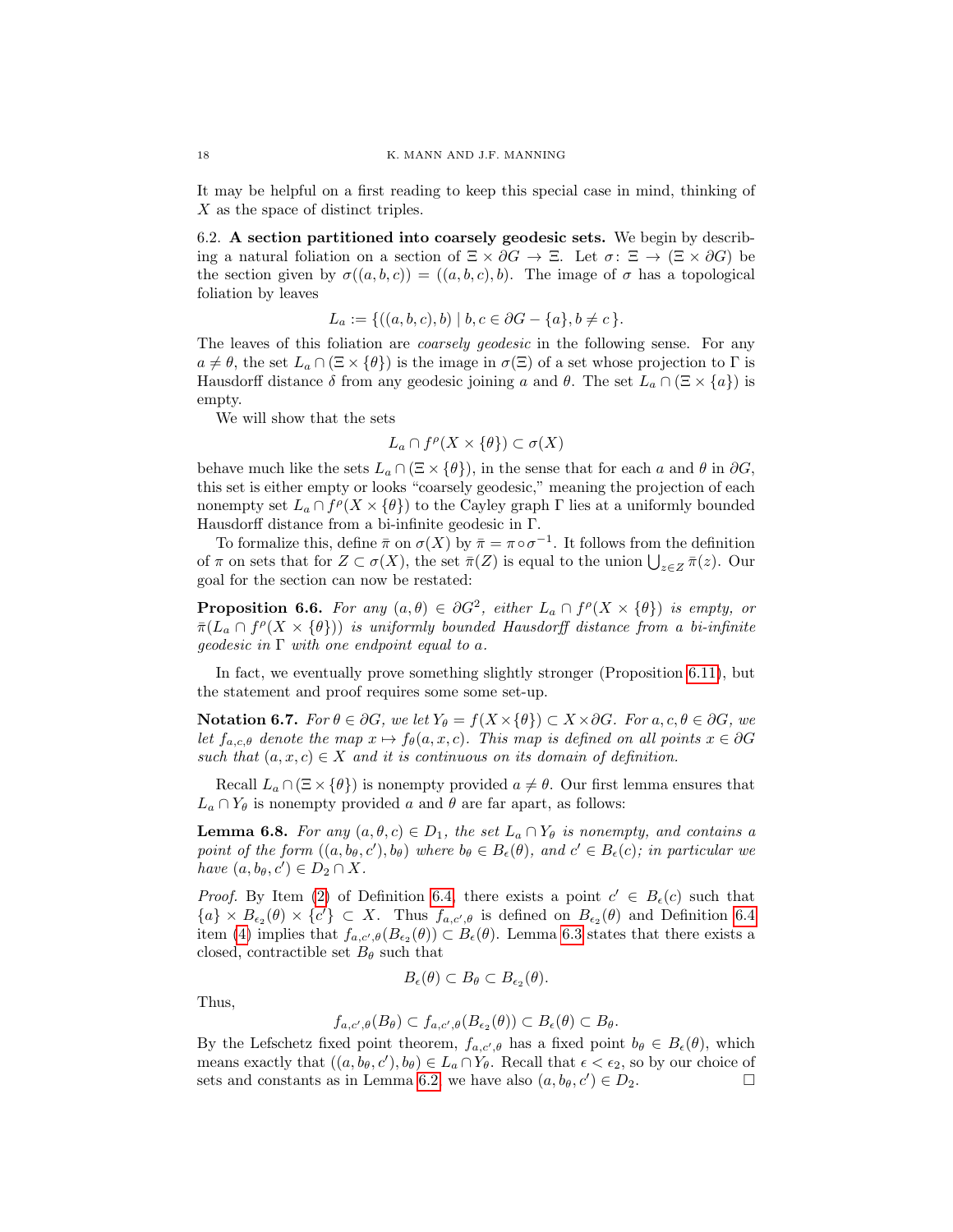It may be helpful on a first reading to keep this special case in mind, thinking of $X$ as the space of distinct triples.

### 6.2. A section partitioned into coarsely geodesic sets.

We begin by describing a natural foliation on a section of $\Xi \times \partial G \to \Xi$. Let $\sigma \colon \Xi \to (\Xi \times \partial G)$ be the section given by $\sigma((a,b,c)) = ((a,b,c),b)$. The image of $\sigma$ has a topological foliation by leaves

$$L_a := \{((a,b,c),b) \mid b,c \in \partial G - \{a\}, b \neq c\}.$$

The leaves of this foliation are *coarsely geodesic* in the following sense. For any $a \neq \theta$, the set $L_a \cap (\Xi \times \{\theta\})$ is the image in $\sigma(\Xi)$ of a set whose projection to $\Gamma$ is Hausdorff distance $\delta$ from any geodesic joining $a$ and $\theta$. The set $L_a \cap (\Xi \times \{a\})$ is empty.

We will show that the sets

$$L_a \cap f^\rho(X \times \{\theta\}) \subset \sigma(X)$$

behave much like the sets $L_a \cap (\Xi \times \{\theta\})$, in the sense that for each $a$ and $\theta$ in $\partial G$, this set is either empty or looks "coarsely geodesic," meaning the projection of each nonempty set $L_a \cap f^\rho(X \times \{\theta\})$ to the Cayley graph $\Gamma$ lies at a uniformly bounded Hausdorff distance from a bi-infinite geodesic in $\Gamma$.

To formalize this, define $\bar{\pi}$ on $\sigma(X)$ by $\bar{\pi} = \pi \circ \sigma^{-1}$. It follows from the definition of $\pi$ on sets that for $Z \subset \sigma(X)$, the set $\bar{\pi}(Z)$ is equal to the union $\bigcup_{z \in Z} \bar{\pi}(z)$. Our goal for the section can now be restated:

**Proposition 6.6.** *For any $(a,\theta) \in \partial G^2$, either $L_a \cap f^\rho(X \times \{\theta\})$ is empty, or $\bar{\pi}(L_a \cap f^\rho(X \times \{\theta\}))$ is uniformly bounded Hausdorff distance from a bi-infinite geodesic in $\Gamma$ with one endpoint equal to $a$.*

In fact, we eventually prove something slightly stronger (Proposition 6.11), but the statement and proof requires some some set-up.

**Notation 6.7.** *For $\theta \in \partial G$, we let $Y_\theta = f(X \times \{\theta\}) \subset X \times \partial G$. For $a, c, \theta \in \partial G$, we let $f_{a,c,\theta}$ denote the map $x \mapsto f_\theta(a,x,c)$. This map is defined on all points $x \in \partial G$ such that $(a,x,c) \in X$ and it is continuous on its domain of definition.*

Recall $L_a \cap (\Xi \times \{\theta\})$ is nonempty provided $a \neq \theta$. Our first lemma ensures that $L_a \cap Y_\theta$ is nonempty provided $a$ and $\theta$ are far apart, as follows:

**Lemma 6.8.** *For any $(a,\theta,c) \in D_1$, the set $L_a \cap Y_\theta$ is nonempty, and contains a point of the form $((a,b_\theta,c'),b_\theta)$ where $b_\theta \in B_\epsilon(\theta)$, and $c' \in B_\epsilon(c)$; in particular we have $(a,b_\theta,c') \in D_2 \cap X$.*

*Proof.* By Item (2) of Definition 6.4, there exists a point $c' \in B_\epsilon(c)$ such that $\{a\} \times B_{\epsilon_2}(\theta) \times \{c'\} \subset X$. Thus $f_{a,c',\theta}$ is defined on $B_{\epsilon_2}(\theta)$ and Definition 6.4 item (4) implies that $f_{a,c',\theta}(B_{\epsilon_2}(\theta)) \subset B_\epsilon(\theta)$. Lemma 6.3 states that there exists a closed, contractible set $B_\theta$ such that

$$B_\epsilon(\theta) \subset B_\theta \subset B_{\epsilon_2}(\theta).$$

Thus,

$$f_{a,c',\theta}(B_\theta) \subset f_{a,c',\theta}(B_{\epsilon_2}(\theta)) \subset B_\epsilon(\theta) \subset B_\theta.$$

By the Lefschetz fixed point theorem, $f_{a,c',\theta}$ has a fixed point $b_\theta \in B_\epsilon(\theta)$, which means exactly that $((a,b_\theta,c'),b_\theta) \in L_a \cap Y_\theta$. Recall that $\epsilon < \epsilon_2$, so by our choice of sets and constants as in Lemma 6.2, we have also $(a,b_\theta,c') \in D_2$. $\square$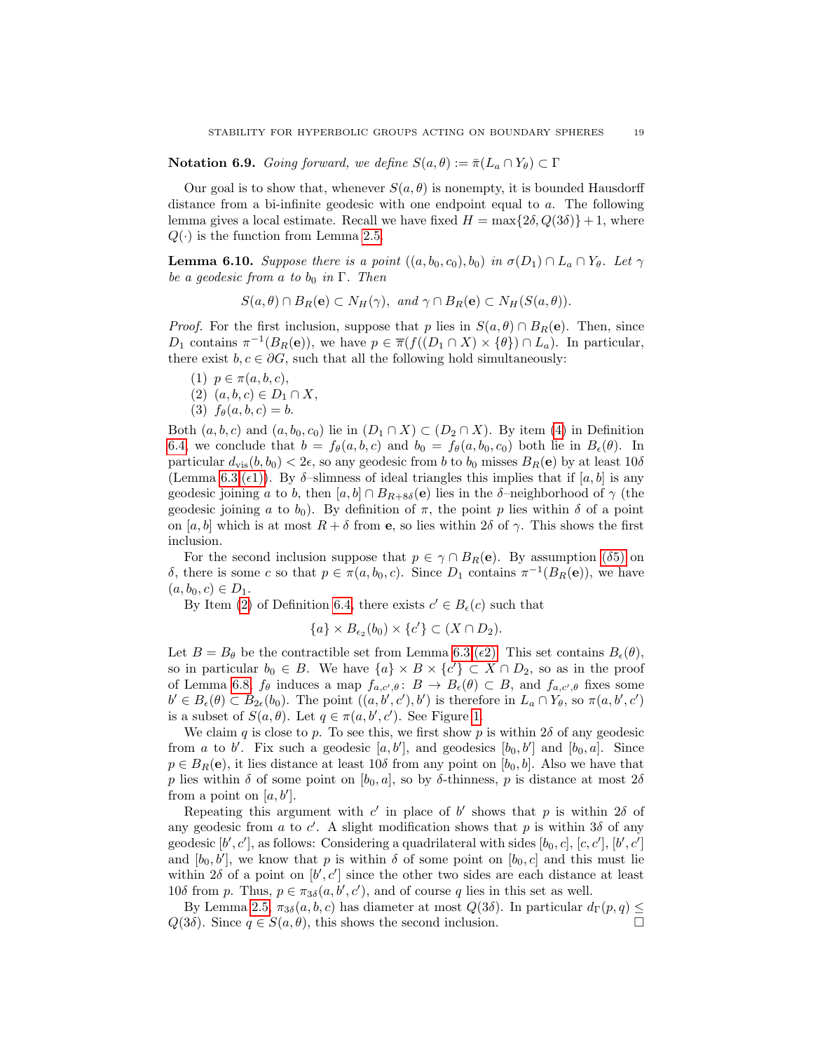**Notation 6.9.** *Going forward, we define $S(a, \theta) := \bar{\pi}(L_a \cap Y_\theta) \subset \Gamma$*

Our goal is to show that, whenever $S(a, \theta)$ is nonempty, it is bounded Hausdorff distance from a bi-infinite geodesic with one endpoint equal to $a$. The following lemma gives a local estimate. Recall we have fixed $H = \max\{2\delta, Q(3\delta)\} + 1$, where $Q(\cdot)$ is the function from Lemma 2.5.

**Lemma 6.10.** *Suppose there is a point $((a, b_0, c_0), b_0)$ in $\sigma(D_1) \cap L_a \cap Y_\theta$. Let $\gamma$ be a geodesic from $a$ to $b_0$ in $\Gamma$. Then*

$$S(a, \theta) \cap B_R(\mathbf{e}) \subset N_H(\gamma), \text{ and } \gamma \cap B_R(\mathbf{e}) \subset N_H(S(a, \theta)).$$

*Proof.* For the first inclusion, suppose that $p$ lies in $S(a, \theta) \cap B_R(\mathbf{e})$. Then, since $D_1$ contains $\pi^{-1}(B_R(\mathbf{e}))$, we have $p \in \overline{\pi}(f((D_1 \cap X) \times \{\theta\}) \cap L_a)$. In particular, there exist $b, c \in \partial G$, such that all the following hold simultaneously:

(1) $p \in \pi(a, b, c)$,
(2) $(a, b, c) \in D_1 \cap X$,
(3) $f_\theta(a, b, c) = b$.

Both $(a, b, c)$ and $(a, b_0, c_0)$ lie in $(D_1 \cap X) \subset (D_2 \cap X)$. By item (4) in Definition 6.4, we conclude that $b = f_\theta(a, b, c)$ and $b_0 = f_\theta(a, b_0, c_0)$ both lie in $B_\epsilon(\theta)$. In particular $d_{\mathrm{vis}}(b, b_0) < 2\epsilon$, so any geodesic from $b$ to $b_0$ misses $B_R(\mathbf{e})$ by at least $10\delta$ (Lemma 6.3 ($\epsilon$1)). By $\delta$–slimness of ideal triangles this implies that if $[a, b]$ is any geodesic joining $a$ to $b$, then $[a, b] \cap B_{R+8\delta}(\mathbf{e})$ lies in the $\delta$–neighborhood of $\gamma$ (the geodesic joining $a$ to $b_0$). By definition of $\pi$, the point $p$ lies within $\delta$ of a point on $[a, b]$ which is at most $R + \delta$ from $\mathbf{e}$, so lies within $2\delta$ of $\gamma$. This shows the first inclusion.

For the second inclusion suppose that $p \in \gamma \cap B_R(\mathbf{e})$. By assumption ($\delta$5) on $\delta$, there is some $c$ so that $p \in \pi(a, b_0, c)$. Since $D_1$ contains $\pi^{-1}(B_R(\mathbf{e}))$, we have $(a, b_0, c) \in D_1$.

By Item (2) of Definition 6.4, there exists $c' \in B_\epsilon(c)$ such that

$$\{a\} \times B_{\epsilon_2}(b_0) \times \{c'\} \subset (X \cap D_2).$$

Let $B = B_\theta$ be the contractible set from Lemma 6.3 ($\epsilon$2). This set contains $B_\epsilon(\theta)$, so in particular $b_0 \in B$. We have $\{a\} \times B \times \{c'\} \subset X \cap D_2$, so as in the proof of Lemma 6.8, $f_\theta$ induces a map $f_{a,c',\theta} \colon B \to B_\epsilon(\theta) \subset B$, and $f_{a,c',\theta}$ fixes some $b' \in B_\epsilon(\theta) \subset B_{2\epsilon}(b_0)$. The point $((a, b', c'), b')$ is therefore in $L_a \cap Y_\theta$, so $\pi(a, b', c')$ is a subset of $S(a, \theta)$. Let $q \in \pi(a, b', c')$. See Figure 1.

We claim $q$ is close to $p$. To see this, we first show $p$ is within $2\delta$ of any geodesic from $a$ to $b'$. Fix such a geodesic $[a, b']$, and geodesics $[b_0, b']$ and $[b_0, a]$. Since $p \in B_R(\mathbf{e})$, it lies distance at least $10\delta$ from any point on $[b_0, b]$. Also we have that $p$ lies within $\delta$ of some point on $[b_0, a]$, so by $\delta$-thinness, $p$ is distance at most $2\delta$ from a point on $[a, b']$.

Repeating this argument with $c'$ in place of $b'$ shows that $p$ is within $2\delta$ of any geodesic from $a$ to $c'$. A slight modification shows that $p$ is within $3\delta$ of any geodesic $[b', c']$, as follows: Considering a quadrilateral with sides $[b_0, c]$, $[c, c']$, $[b', c']$ and $[b_0, b']$, we know that $p$ is within $\delta$ of some point on $[b_0, c]$ and this must lie within $2\delta$ of a point on $[b', c']$ since the other two sides are each distance at least $10\delta$ from $p$. Thus, $p \in \pi_{3\delta}(a, b', c')$, and of course $q$ lies in this set as well.

By Lemma 2.5, $\pi_{3\delta}(a, b, c)$ has diameter at most $Q(3\delta)$. In particular $d_\Gamma(p, q) \leq Q(3\delta)$. Since $q \in S(a, \theta)$, this shows the second inclusion. $\square$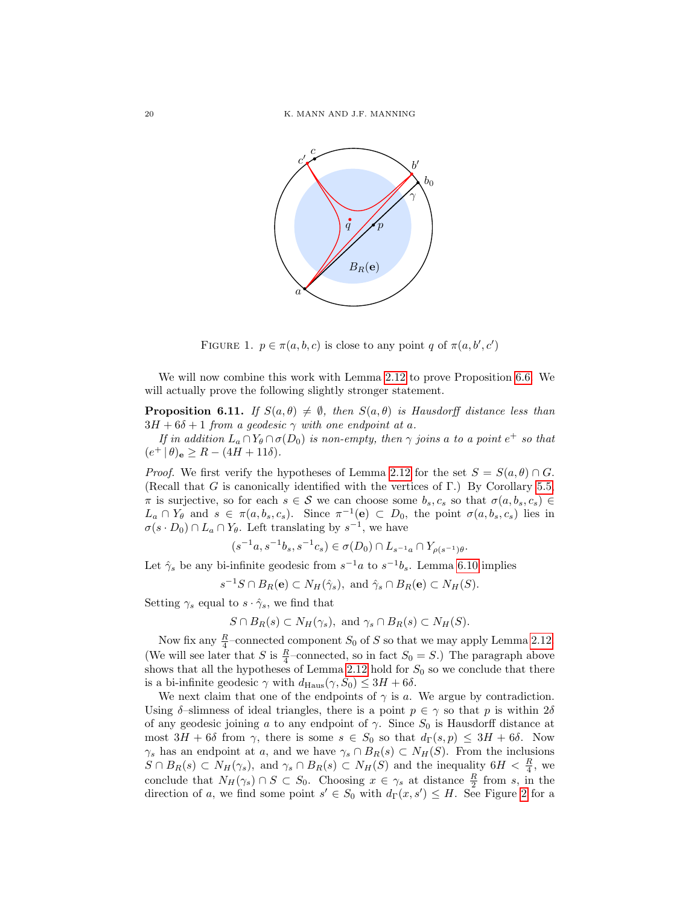FIGURE 1. $p \in \pi(a,b,c)$ is close to any point $q$ of $\pi(a,b',c')$

We will now combine this work with Lemma 2.12 to prove Proposition 6.6. We will actually prove the following slightly stronger statement.

**Proposition 6.11.** *If $S(a,\theta) \neq \emptyset$, then $S(a,\theta)$ is Hausdorff distance less than $3H + 6\delta + 1$ from a geodesic $\gamma$ with one endpoint at $a$.*

*If in addition $L_a \cap Y_\theta \cap \sigma(D_0)$ is non-empty, then $\gamma$ joins $a$ to a point $e^+$ so that $(e^+ \,|\, \theta)_{\mathbf{e}} \geq R - (4H + 11\delta)$.*

*Proof.* We first verify the hypotheses of Lemma 2.12 for the set $S = S(a,\theta) \cap G$. (Recall that $G$ is canonically identified with the vertices of $\Gamma$.) By Corollary 5.5 $\pi$ is surjective, so for each $s \in \mathcal{S}$ we can choose some $b_s, c_s$ so that $\sigma(a, b_s, c_s) \in L_a \cap Y_\theta$ and $s \in \pi(a, b_s, c_s)$. Since $\pi^{-1}(\mathbf{e}) \subset D_0$, the point $\sigma(a, b_s, c_s)$ lies in $\sigma(s \cdot D_0) \cap L_a \cap Y_\theta$. Left translating by $s^{-1}$, we have

$$(s^{-1}a, s^{-1}b_s, s^{-1}c_s) \in \sigma(D_0) \cap L_{s^{-1}a} \cap Y_{\rho(s^{-1})\theta}.$$

Let $\hat{\gamma}_s$ be any bi-infinite geodesic from $s^{-1}a$ to $s^{-1}b_s$. Lemma 6.10 implies

$$s^{-1}S \cap B_R(\mathbf{e}) \subset N_H(\hat{\gamma}_s), \text{ and } \hat{\gamma}_s \cap B_R(\mathbf{e}) \subset N_H(S).$$

Setting $\gamma_s$ equal to $s \cdot \hat{\gamma}_s$, we find that

$$S \cap B_R(s) \subset N_H(\gamma_s), \text{ and } \gamma_s \cap B_R(s) \subset N_H(S).$$

Now fix any $\frac{R}{4}$–connected component $S_0$ of $S$ so that we may apply Lemma 2.12. (We will see later that $S$ is $\frac{R}{4}$–connected, so in fact $S_0 = S$.) The paragraph above shows that all the hypotheses of Lemma 2.12 hold for $S_0$ so we conclude that there is a bi-infinite geodesic $\gamma$ with $d_{\mathrm{Haus}}(\gamma, S_0) \leq 3H + 6\delta$.

We next claim that one of the endpoints of $\gamma$ is $a$. We argue by contradiction. Using $\delta$–slimness of ideal triangles, there is a point $p \in \gamma$ so that $p$ is within $2\delta$ of any geodesic joining $a$ to any endpoint of $\gamma$. Since $S_0$ is Hausdorff distance at most $3H + 6\delta$ from $\gamma$, there is some $s \in S_0$ so that $d_\Gamma(s,p) \leq 3H + 6\delta$. Now $\gamma_s$ has an endpoint at $a$, and we have $\gamma_s \cap B_R(s) \subset N_H(S)$. From the inclusions $S \cap B_R(s) \subset N_H(\gamma_s)$, and $\gamma_s \cap B_R(s) \subset N_H(S)$ and the inequality $6H < \frac{R}{4}$, we conclude that $N_H(\gamma_s) \cap S \subset S_0$. Choosing $x \in \gamma_s$ at distance $\frac{R}{2}$ from $s$, in the direction of $a$, we find some point $s' \in S_0$ with $d_\Gamma(x, s') \leq H$. See Figure 2 for a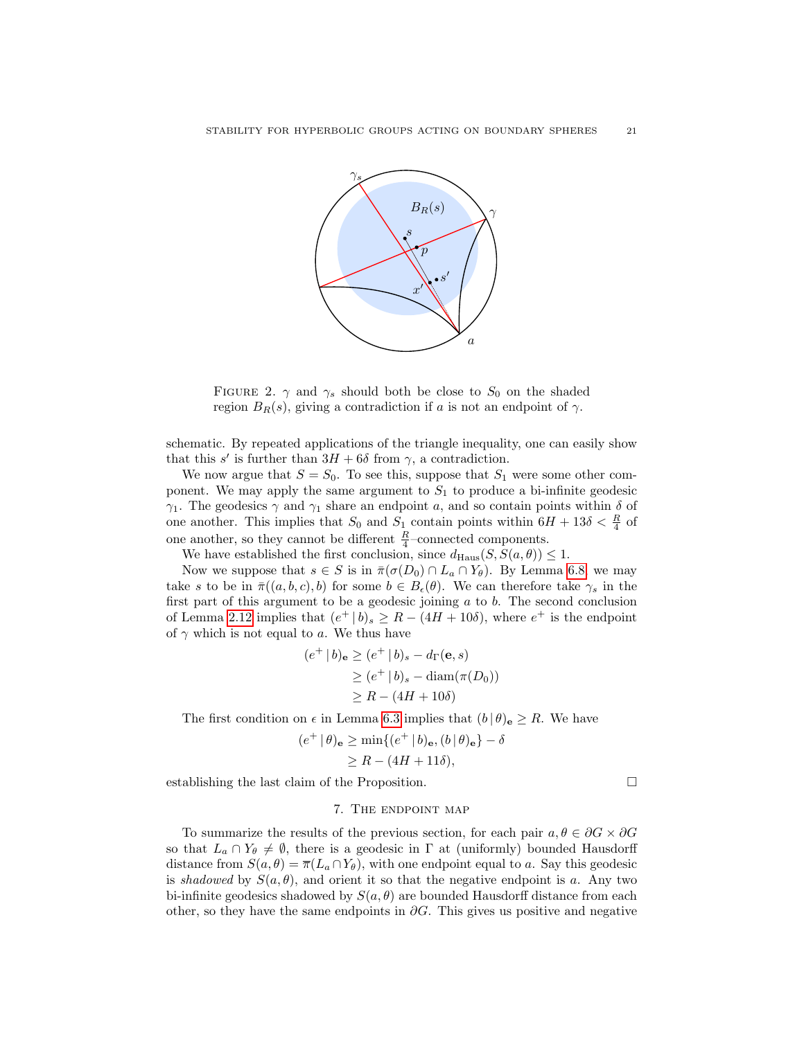FIGURE 2. $\gamma$ and $\gamma_s$ should both be close to $S_0$ on the shaded region $B_R(s)$, giving a contradiction if $a$ is not an endpoint of $\gamma$.

schematic. By repeated applications of the triangle inequality, one can easily show that this $s'$ is further than $3H + 6\delta$ from $\gamma$, a contradiction.

We now argue that $S = S_0$. To see this, suppose that $S_1$ were some other component. We may apply the same argument to $S_1$ to produce a bi-infinite geodesic $\gamma_1$. The geodesics $\gamma$ and $\gamma_1$ share an endpoint $a$, and so contain points within $\delta$ of one another. This implies that $S_0$ and $S_1$ contain points within $6H + 13\delta < \frac{R}{4}$ of one another, so they cannot be different $\frac{R}{4}$–connected components.

We have established the first conclusion, since $d_{\mathrm{Haus}}(S, S(a,\theta)) \leq 1$.

Now we suppose that $s \in S$ is in $\bar{\pi}(\sigma(D_0) \cap L_a \cap Y_\theta)$. By Lemma 6.8, we may take $s$ to be in $\bar{\pi}((a,b,c),b)$ for some $b \in B_\epsilon(\theta)$. We can therefore take $\gamma_s$ in the first part of this argument to be a geodesic joining $a$ to $b$. The second conclusion of Lemma 2.12 implies that $(e^+ \,|\, b)_s \geq R - (4H + 10\delta)$, where $e^+$ is the endpoint of $\gamma$ which is not equal to $a$. We thus have

$$
\begin{aligned}
(e^+ \,|\, b)_{\mathbf{e}} &\geq (e^+ \,|\, b)_s - d_\Gamma(\mathbf{e}, s) \\
&\geq (e^+ \,|\, b)_s - \mathrm{diam}(\pi(D_0)) \\
&\geq R - (4H + 10\delta)
\end{aligned}
$$

The first condition on $\epsilon$ in Lemma 6.3 implies that $(b \,|\, \theta)_{\mathbf{e}} \geq R$. We have

$$
\begin{aligned}
(e^+ \,|\, \theta)_{\mathbf{e}} &\geq \min\{(e^+ \,|\, b)_{\mathbf{e}}, (b \,|\, \theta)_{\mathbf{e}}\} - \delta \\
&\geq R - (4H + 11\delta),
\end{aligned}
$$

establishing the last claim of the Proposition. $\square$

## 7. The endpoint map

To summarize the results of the previous section, for each pair $a, \theta \in \partial G \times \partial G$ so that $L_a \cap Y_\theta \neq \emptyset$, there is a geodesic in $\Gamma$ at (uniformly) bounded Hausdorff distance from $S(a,\theta) = \overline{\pi}(L_a \cap Y_\theta)$, with one endpoint equal to $a$. Say this geodesic is *shadowed* by $S(a,\theta)$, and orient it so that the negative endpoint is $a$. Any two bi-infinite geodesics shadowed by $S(a,\theta)$ are bounded Hausdorff distance from each other, so they have the same endpoints in $\partial G$. This gives us positive and negative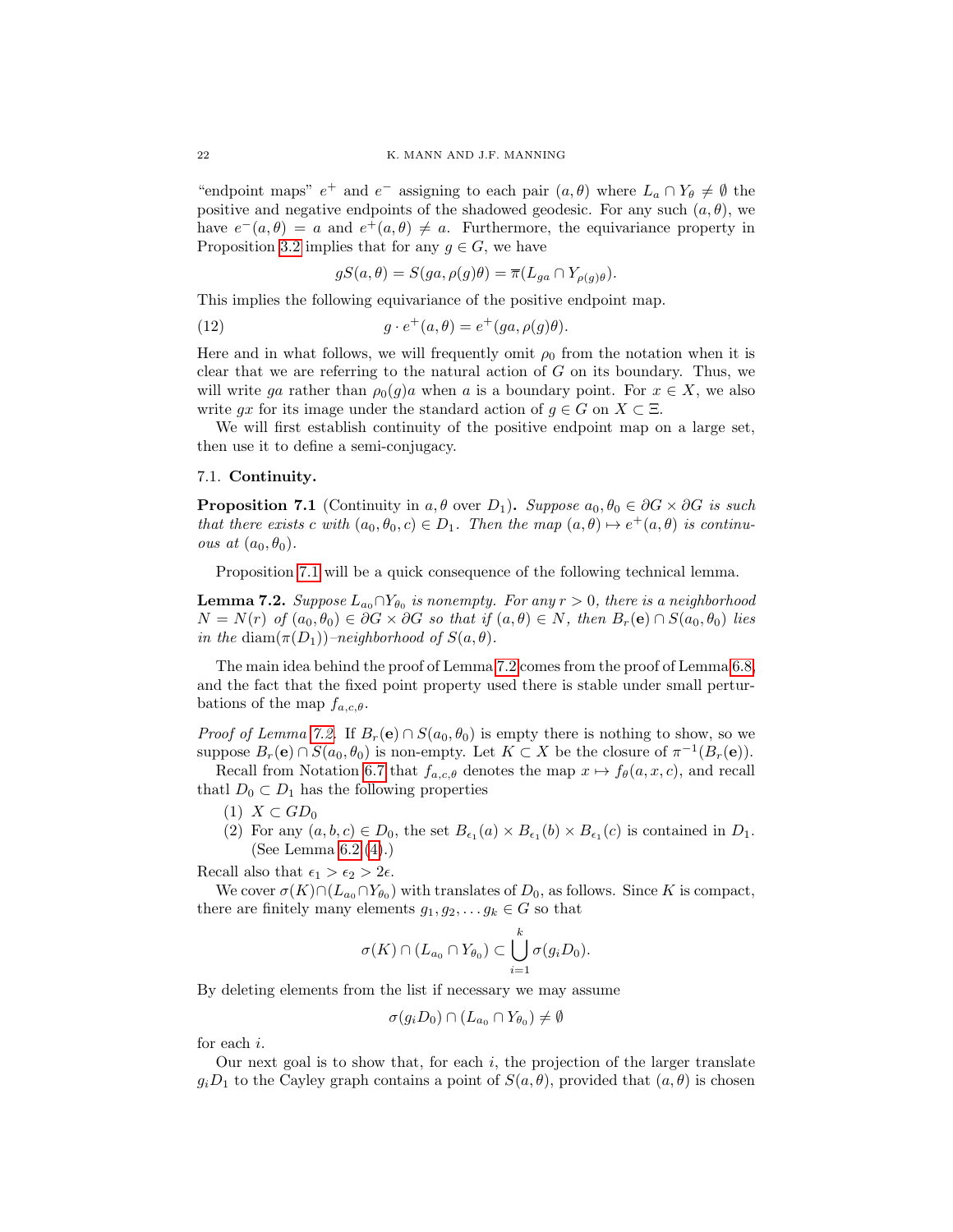"endpoint maps" $e^+$ and $e^-$ assigning to each pair $(a,\theta)$ where $L_a \cap Y_\theta \neq \emptyset$ the positive and negative endpoints of the shadowed geodesic. For any such $(a,\theta)$, we have $e^-(a,\theta) = a$ and $e^+(a,\theta) \neq a$. Furthermore, the equivariance property in Proposition 3.2 implies that for any $g \in G$, we have

$$gS(a,\theta) = S(ga, \rho(g)\theta) = \overline{\pi}(L_{ga} \cap Y_{\rho(g)\theta}).$$

This implies the following equivariance of the positive endpoint map.

$$g \cdot e^+(a,\theta) = e^+(ga, \rho(g)\theta). \tag{12}$$

Here and in what follows, we will frequently omit $\rho_0$ from the notation when it is clear that we are referring to the natural action of $G$ on its boundary. Thus, we will write $ga$ rather than $\rho_0(g)a$ when $a$ is a boundary point. For $x \in X$, we also write $gx$ for its image under the standard action of $g \in G$ on $X \subset \Xi$.

We will first establish continuity of the positive endpoint map on a large set, then use it to define a semi-conjugacy.

## 7.1. Continuity.

**Proposition 7.1** (Continuity in $a, \theta$ over $D_1$)**.** *Suppose $a_0, \theta_0 \in \partial G \times \partial G$ is such that there exists $c$ with $(a_0, \theta_0, c) \in D_1$. Then the map $(a,\theta) \mapsto e^+(a,\theta)$ is continuous at $(a_0,\theta_0)$.*

Proposition 7.1 will be a quick consequence of the following technical lemma.

**Lemma 7.2.** *Suppose $L_{a_0} \cap Y_{\theta_0}$ is nonempty. For any $r > 0$, there is a neighborhood $N = N(r)$ of $(a_0,\theta_0) \in \partial G \times \partial G$ so that if $(a,\theta) \in N$, then $B_r(\mathbf{e}) \cap S(a_0,\theta_0)$ lies in the $\operatorname{diam}(\pi(D_1))$–neighborhood of $S(a,\theta)$.*

The main idea behind the proof of Lemma 7.2 comes from the proof of Lemma 6.8, and the fact that the fixed point property used there is stable under small perturbations of the map $f_{a,c,\theta}$.

*Proof of Lemma 7.2.* If $B_r(\mathbf{e}) \cap S(a_0,\theta_0)$ is empty there is nothing to show, so we suppose $B_r(\mathbf{e}) \cap S(a_0,\theta_0)$ is non-empty. Let $K \subset X$ be the closure of $\pi^{-1}(B_r(\mathbf{e}))$.

Recall from Notation 6.7 that $f_{a,c,\theta}$ denotes the map $x \mapsto f_\theta(a,x,c)$, and recall thatl $D_0 \subset D_1$ has the following properties

1. $X \subset GD_0$
2. For any $(a,b,c) \in D_0$, the set $B_{\epsilon_1}(a) \times B_{\epsilon_1}(b) \times B_{\epsilon_1}(c)$ is contained in $D_1$. (See Lemma 6.2 (4).)

Recall also that $\epsilon_1 > \epsilon_2 > 2\epsilon$.

We cover $\sigma(K) \cap (L_{a_0} \cap Y_{\theta_0})$ with translates of $D_0$, as follows. Since $K$ is compact, there are finitely many elements $g_1, g_2, \ldots g_k \in G$ so that

$$\sigma(K) \cap (L_{a_0} \cap Y_{\theta_0}) \subset \bigcup_{i=1}^{k} \sigma(g_i D_0).$$

By deleting elements from the list if necessary we may assume

$$\sigma(g_i D_0) \cap (L_{a_0} \cap Y_{\theta_0}) \neq \emptyset$$

for each $i$.

Our next goal is to show that, for each $i$, the projection of the larger translate $g_i D_1$ to the Cayley graph contains a point of $S(a,\theta)$, provided that $(a,\theta)$ is chosen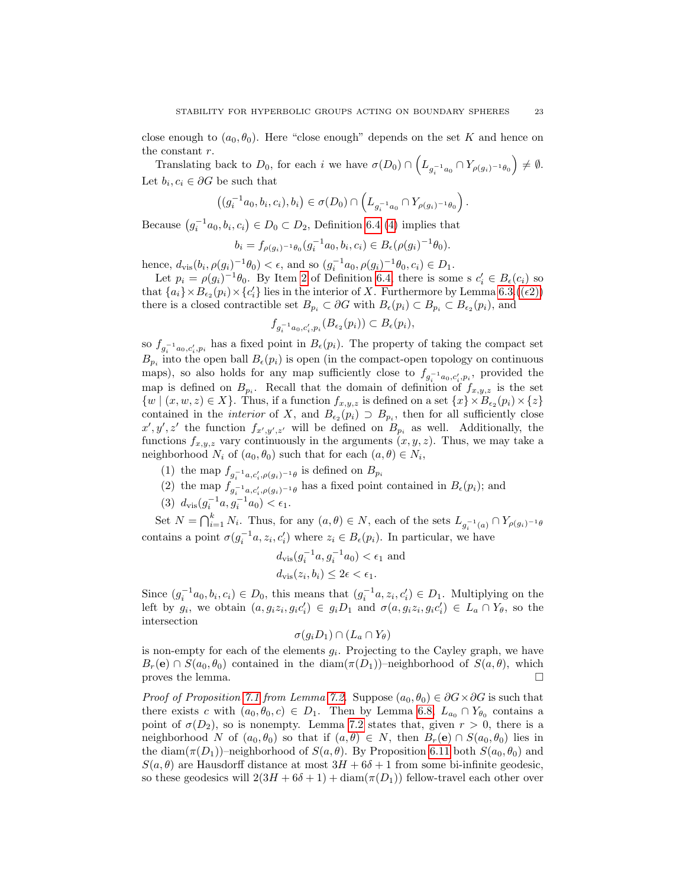close enough to $(a_0, \theta_0)$. Here "close enough" depends on the set $K$ and hence on the constant $r$.

Translating back to $D_0$, for each $i$ we have $\sigma(D_0) \cap \left(L_{g_i^{-1}a_0} \cap Y_{\rho(g_i)^{-1}\theta_0}\right) \neq \emptyset$. Let $b_i, c_i \in \partial G$ be such that

$$\left((g_i^{-1}a_0, b_i, c_i), b_i\right) \in \sigma(D_0) \cap \left(L_{g_i^{-1}a_0} \cap Y_{\rho(g_i)^{-1}\theta_0}\right).$$

Because $\left(g_i^{-1}a_0, b_i, c_i\right) \in D_0 \subset D_2$, Definition 6.4 (4) implies that

$$b_i = f_{\rho(g_i)^{-1}\theta_0}(g_i^{-1}a_0, b_i, c_i) \in B_\epsilon(\rho(g_i)^{-1}\theta_0).$$

hence, $d_{\mathrm{vis}}(b_i, \rho(g_i)^{-1}\theta_0) < \epsilon$, and so $(g_i^{-1}a_0, \rho(g_i)^{-1}\theta_0, c_i) \in D_1$.

Let $p_i = \rho(g_i)^{-1}\theta_0$. By Item 2 of Definition 6.4, there is some s $c_i' \in B_\epsilon(c_i)$ so that $\{a_i\} \times B_{\epsilon_2}(p_i) \times \{c_i'\}$ lies in the interior of $X$. Furthermore by Lemma 6.3 ($(\epsilon 2)$) there is a closed contractible set $B_{p_i} \subset \partial G$ with $B_\epsilon(p_i) \subset B_{p_i} \subset B_{\epsilon_2}(p_i)$, and

$$f_{g_i^{-1}a_0, c_i', p_i}(B_{\epsilon_2}(p_i)) \subset B_\epsilon(p_i),$$

so $f_{g_i^{-1}a_0, c_i', p_i}$ has a fixed point in $B_\epsilon(p_i)$. The property of taking the compact set $B_{p_i}$ into the open ball $B_\epsilon(p_i)$ is open (in the compact-open topology on continuous maps), so also holds for any map sufficiently close to $f_{g_i^{-1}a_0, c_i', p_i}$, provided the map is defined on $B_{p_i}$. Recall that the domain of definition of $f_{x,y,z}$ is the set $\{w \mid (x, w, z) \in X\}$. Thus, if a function $f_{x,y,z}$ is defined on a set $\{x\} \times B_{\epsilon_2}(p_i) \times \{z\}$ contained in the *interior* of $X$, and $B_{\epsilon_2}(p_i) \supset B_{p_i}$, then for all sufficiently close $x', y', z'$ the function $f_{x',y',z'}$ will be defined on $B_{p_i}$ as well. Additionally, the functions $f_{x,y,z}$ vary continuously in the arguments $(x, y, z)$. Thus, we may take a neighborhood $N_i$ of $(a_0, \theta_0)$ such that for each $(a, \theta) \in N_i$,

1. the map $f_{g_i^{-1}a, c_i', \rho(g_i)^{-1}\theta}$ is defined on $B_{p_i}$
2. the map $f_{g_i^{-1}a, c_i', \rho(g_i)^{-1}\theta}$ has a fixed point contained in $B_\epsilon(p_i)$; and
3. $d_{\mathrm{vis}}(g_i^{-1}a, g_i^{-1}a_0) < \epsilon_1$.

Set $N = \bigcap_{i=1}^k N_i$. Thus, for any $(a, \theta) \in N$, each of the sets $L_{g_i^{-1}(a)} \cap Y_{\rho(g_i)^{-1}\theta}$ contains a point $\sigma(g_i^{-1}a, z_i, c_i')$ where $z_i \in B_\epsilon(p_i)$. In particular, we have

$$d_{\mathrm{vis}}(g_i^{-1}a, g_i^{-1}a_0) < \epsilon_1 \text{ and}$$
$$d_{\mathrm{vis}}(z_i, b_i) \leq 2\epsilon < \epsilon_1.$$

Since $(g_i^{-1}a_0, b_i, c_i) \in D_0$, this means that $(g_i^{-1}a, z_i, c_i') \in D_1$. Multiplying on the left by $g_i$, we obtain $(a, g_i z_i, g_i c_i') \in g_i D_1$ and $\sigma(a, g_i z_i, g_i c_i') \in L_a \cap Y_\theta$, so the intersection

$$\sigma(g_i D_1) \cap (L_a \cap Y_\theta)$$

is non-empty for each of the elements $g_i$. Projecting to the Cayley graph, we have $B_r(\mathbf{e}) \cap S(a_0, \theta_0)$ contained in the $\mathrm{diam}(\pi(D_1))$–neighborhood of $S(a, \theta)$, which proves the lemma. $\square$

*Proof of Proposition 7.1 from Lemma 7.2.* Suppose $(a_0, \theta_0) \in \partial G \times \partial G$ is such that there exists $c$ with $(a_0, \theta_0, c) \in D_1$. Then by Lemma 6.8, $L_{a_0} \cap Y_{\theta_0}$ contains a point of $\sigma(D_2)$, so is nonempty. Lemma 7.2 states that, given $r > 0$, there is a neighborhood $N$ of $(a_0, \theta_0)$ so that if $(a, \theta) \in N$, then $B_r(\mathbf{e}) \cap S(a_0, \theta_0)$ lies in the $\mathrm{diam}(\pi(D_1))$–neighborhood of $S(a, \theta)$. By Proposition 6.11 both $S(a_0, \theta_0)$ and $S(a, \theta)$ are Hausdorff distance at most $3H + 6\delta + 1$ from some bi-infinite geodesic, so these geodesics will $2(3H + 6\delta + 1) + \mathrm{diam}(\pi(D_1))$ fellow-travel each other over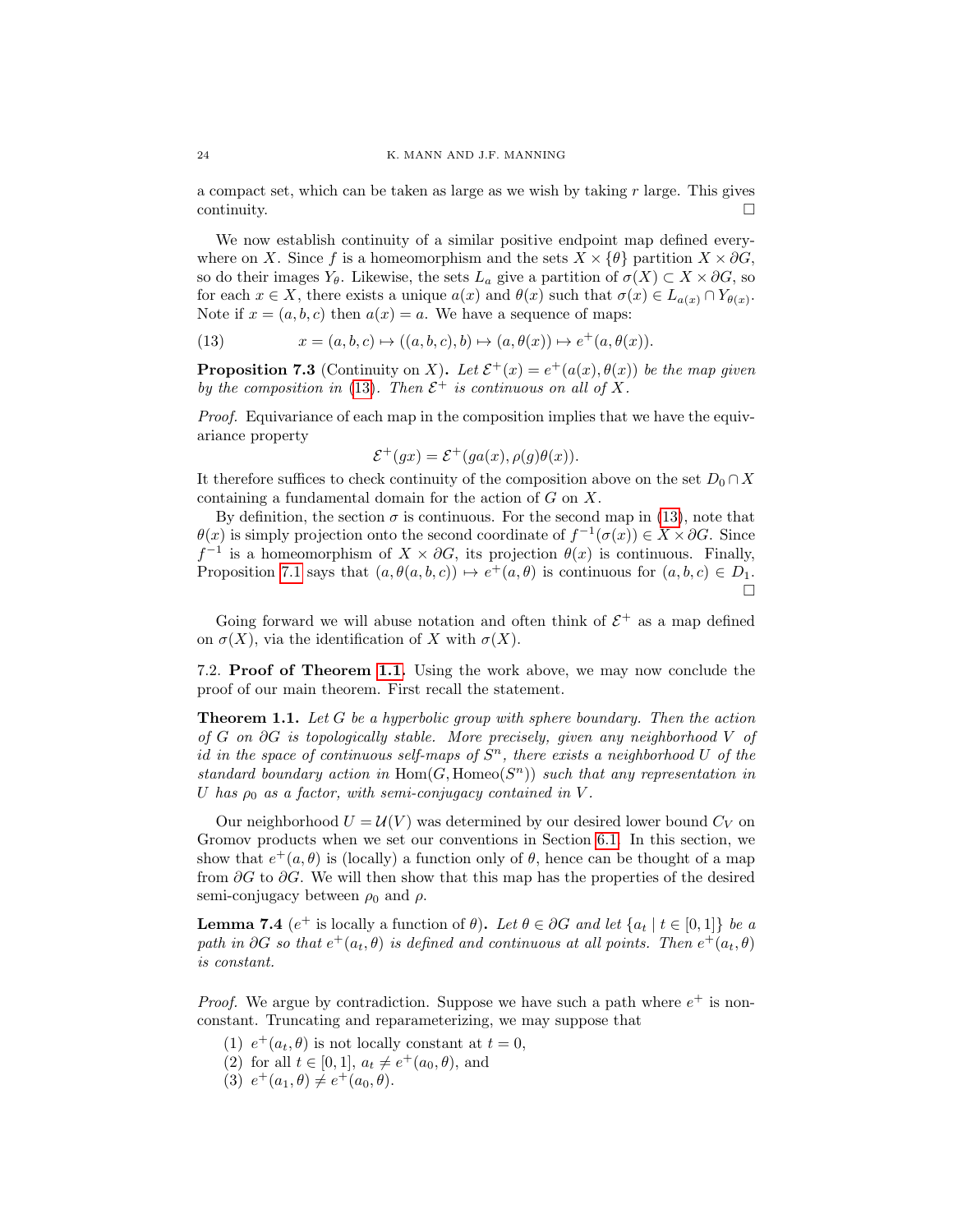a compact set, which can be taken as large as we wish by taking $r$ large. This gives continuity. ∎

We now establish continuity of a similar positive endpoint map defined everywhere on $X$. Since $f$ is a homeomorphism and the sets $X \times \{\theta\}$ partition $X \times \partial G$, so do their images $Y_\theta$. Likewise, the sets $L_a$ give a partition of $\sigma(X) \subset X \times \partial G$, so for each $x \in X$, there exists a unique $a(x)$ and $\theta(x)$ such that $\sigma(x) \in L_{a(x)} \cap Y_{\theta(x)}$. Note if $x = (a, b, c)$ then $a(x) = a$. We have a sequence of maps:

$$x = (a, b, c) \mapsto ((a, b, c), b) \mapsto (a, \theta(x)) \mapsto e^+(a, \theta(x)). \tag{13}$$

**Proposition 7.3** (Continuity on $X$)**.** *Let $\mathcal{E}^+(x) = e^+(a(x), \theta(x))$ be the map given by the composition in (13). Then $\mathcal{E}^+$ is continuous on all of $X$.*

*Proof.* Equivariance of each map in the composition implies that we have the equivariance property

$$\mathcal{E}^+(gx) = \mathcal{E}^+(ga(x), \rho(g)\theta(x)).$$

It therefore suffices to check continuity of the composition above on the set $D_0 \cap X$ containing a fundamental domain for the action of $G$ on $X$.

By definition, the section $\sigma$ is continuous. For the second map in (13), note that $\theta(x)$ is simply projection onto the second coordinate of $f^{-1}(\sigma(x)) \in X \times \partial G$. Since $f^{-1}$ is a homeomorphism of $X \times \partial G$, its projection $\theta(x)$ is continuous. Finally, Proposition 7.1 says that $(a, \theta(a, b, c)) \mapsto e^+(a, \theta)$ is continuous for $(a, b, c) \in D_1$. ∎

Going forward we will abuse notation and often think of $\mathcal{E}^+$ as a map defined on $\sigma(X)$, via the identification of $X$ with $\sigma(X)$.

## 7.2. Proof of Theorem 1.1.

Using the work above, we may now conclude the proof of our main theorem. First recall the statement.

**Theorem 1.1.** *Let $G$ be a hyperbolic group with sphere boundary. Then the action of $G$ on $\partial G$ is topologically stable. More precisely, given any neighborhood $V$ of id in the space of continuous self-maps of $S^n$, there exists a neighborhood $U$ of the standard boundary action in $\mathrm{Hom}(G, \mathrm{Homeo}(S^n))$ such that any representation in $U$ has $\rho_0$ as a factor, with semi-conjugacy contained in $V$.*

Our neighborhood $U = \mathcal{U}(V)$ was determined by our desired lower bound $C_V$ on Gromov products when we set our conventions in Section 6.1. In this section, we show that $e^+(a, \theta)$ is (locally) a function only of $\theta$, hence can be thought of a map from $\partial G$ to $\partial G$. We will then show that this map has the properties of the desired semi-conjugacy between $\rho_0$ and $\rho$.

**Lemma 7.4** ($e^+$ is locally a function of $\theta$)**.** *Let $\theta \in \partial G$ and let $\{a_t \mid t \in [0, 1]\}$ be a path in $\partial G$ so that $e^+(a_t, \theta)$ is defined and continuous at all points. Then $e^+(a_t, \theta)$ is constant.*

*Proof.* We argue by contradiction. Suppose we have such a path where $e^+$ is nonconstant. Truncating and reparameterizing, we may suppose that

1. $e^+(a_t, \theta)$ is not locally constant at $t = 0$,
2. for all $t \in [0, 1]$, $a_t \neq e^+(a_0, \theta)$, and
3. $e^+(a_1, \theta) \neq e^+(a_0, \theta)$.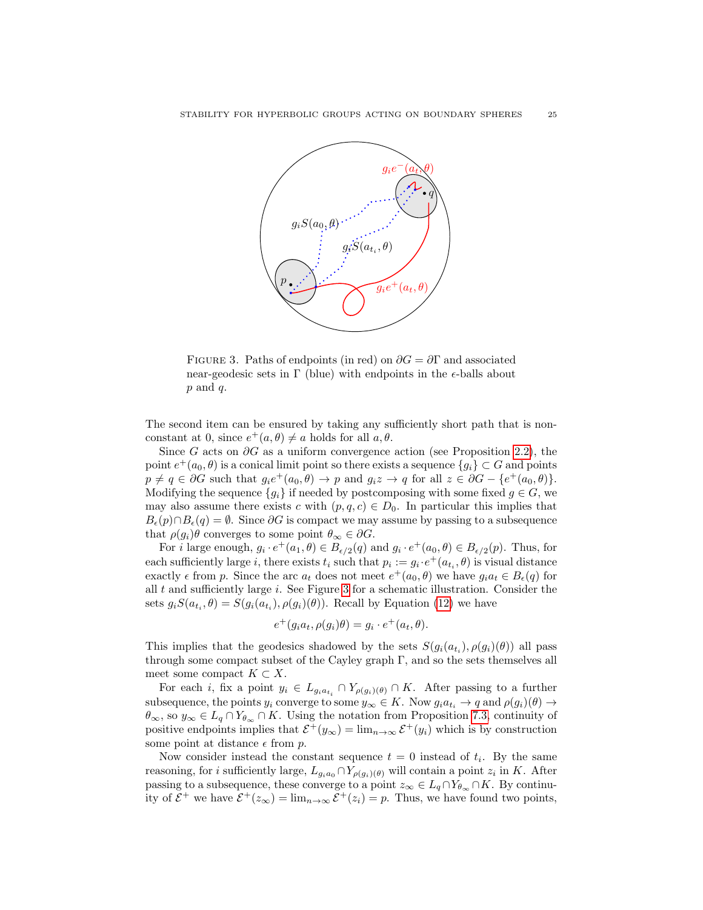FIGURE 3. Paths of endpoints (in red) on $\partial G = \partial \Gamma$ and associated near-geodesic sets in $\Gamma$ (blue) with endpoints in the $\epsilon$-balls about $p$ and $q$.

The second item can be ensured by taking any sufficiently short path that is non-constant at 0, since $e^+(a, \theta) \neq a$ holds for all $a, \theta$.

Since $G$ acts on $\partial G$ as a uniform convergence action (see Proposition 2.2), the point $e^+(a_0, \theta)$ is a conical limit point so there exists a sequence $\{g_i\} \subset G$ and points $p \neq q \in \partial G$ such that $g_i e^+(a_0, \theta) \to p$ and $g_i z \to q$ for all $z \in \partial G - \{e^+(a_0, \theta)\}$. Modifying the sequence $\{g_i\}$ if needed by postcomposing with some fixed $g \in G$, we may also assume there exists $c$ with $(p, q, c) \in D_0$. In particular this implies that $B_\epsilon(p) \cap B_\epsilon(q) = \emptyset$. Since $\partial G$ is compact we may assume by passing to a subsequence that $\rho(g_i)\theta$ converges to some point $\theta_\infty \in \partial G$.

For $i$ large enough, $g_i \cdot e^+(a_1, \theta) \in B_{\epsilon/2}(q)$ and $g_i \cdot e^+(a_0, \theta) \in B_{\epsilon/2}(p)$. Thus, for each sufficiently large $i$, there exists $t_i$ such that $p_i := g_i \cdot e^+(a_{t_i}, \theta)$ is visual distance exactly $\epsilon$ from $p$. Since the arc $a_t$ does not meet $e^+(a_0, \theta)$ we have $g_i a_t \in B_\epsilon(q)$ for all $t$ and sufficiently large $i$. See Figure 3 for a schematic illustration. Consider the sets $g_i S(a_{t_i}, \theta) = S(g_i(a_{t_i}), \rho(g_i)(\theta))$. Recall by Equation (12) we have

$$e^+(g_i a_t, \rho(g_i)\theta) = g_i \cdot e^+(a_t, \theta).$$

This implies that the geodesics shadowed by the sets $S(g_i(a_{t_i}), \rho(g_i)(\theta))$ all pass through some compact subset of the Cayley graph $\Gamma$, and so the sets themselves all meet some compact $K \subset X$.

For each $i$, fix a point $y_i \in L_{g_i a_{t_i}} \cap Y_{\rho(g_i)(\theta)} \cap K$. After passing to a further subsequence, the points $y_i$ converge to some $y_\infty \in K$. Now $g_i a_{t_i} \to q$ and $\rho(g_i)(\theta) \to \theta_\infty$, so $y_\infty \in L_q \cap Y_{\theta_\infty} \cap K$. Using the notation from Proposition 7.3, continuity of positive endpoints implies that $\mathcal{E}^+(y_\infty) = \lim_{n\to\infty} \mathcal{E}^+(y_i)$ which is by construction some point at distance $\epsilon$ from $p$.

Now consider instead the constant sequence $t = 0$ instead of $t_i$. By the same reasoning, for $i$ sufficiently large, $L_{g_i a_0} \cap Y_{\rho(g_i)(\theta)}$ will contain a point $z_i$ in $K$. After passing to a subsequence, these converge to a point $z_\infty \in L_q \cap Y_{\theta_\infty} \cap K$. By continuity of $\mathcal{E}^+$ we have $\mathcal{E}^+(z_\infty) = \lim_{n\to\infty} \mathcal{E}^+(z_i) = p$. Thus, we have found two points,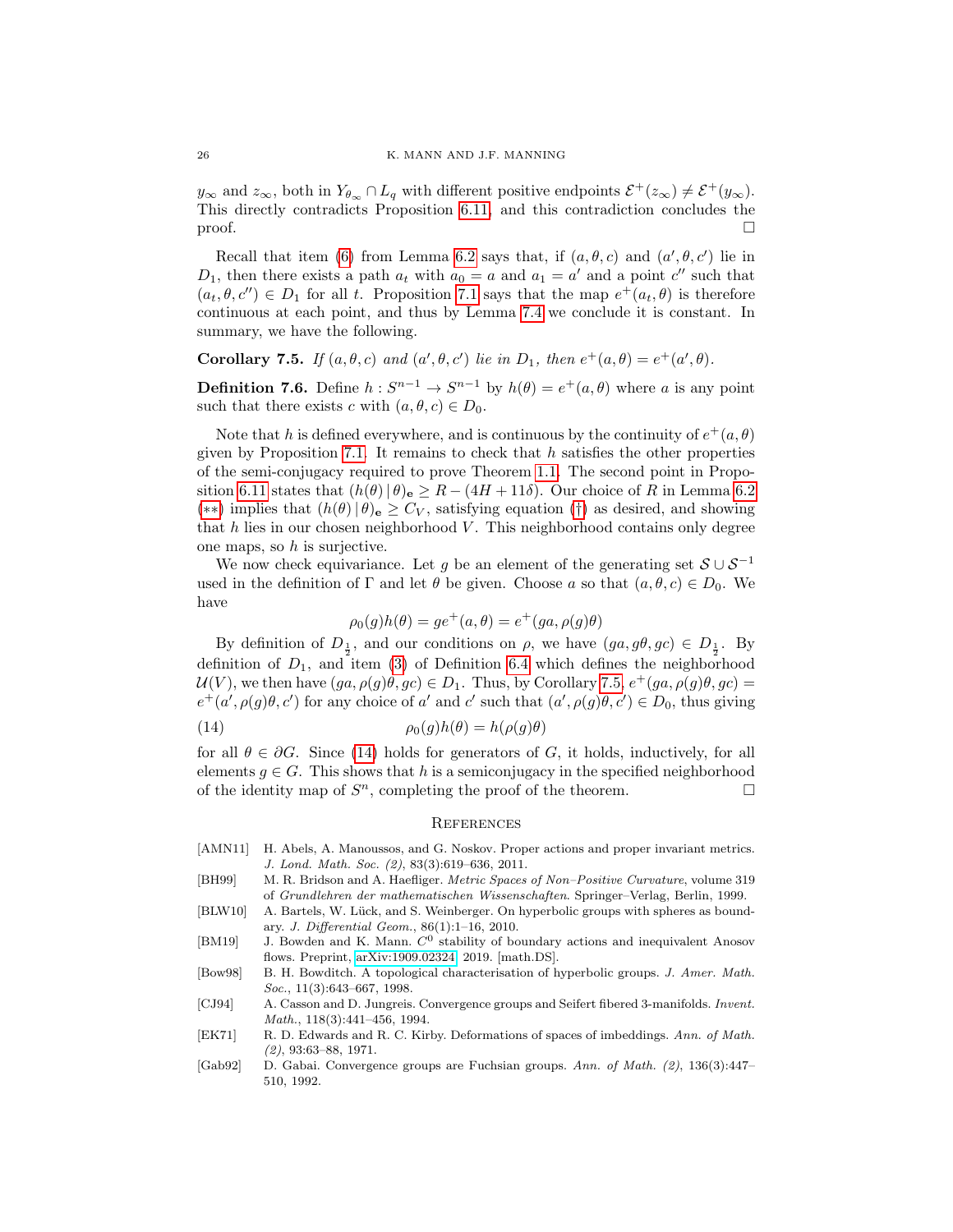$y_\infty$ and $z_\infty$, both in $Y_{\theta_\infty} \cap L_q$ with different positive endpoints $\mathcal{E}^+(z_\infty) \neq \mathcal{E}^+(y_\infty)$. This directly contradicts Proposition 6.11, and this contradiction concludes the proof. □

Recall that item (6) from Lemma 6.2 says that, if $(a, \theta, c)$ and $(a', \theta, c')$ lie in $D_1$, then there exists a path $a_t$ with $a_0 = a$ and $a_1 = a'$ and a point $c''$ such that $(a_t, \theta, c'') \in D_1$ for all $t$. Proposition 7.1 says that the map $e^+(a_t, \theta)$ is therefore continuous at each point, and thus by Lemma 7.4 we conclude it is constant. In summary, we have the following.

**Corollary 7.5.** *If $(a, \theta, c)$ and $(a', \theta, c')$ lie in $D_1$, then $e^+(a, \theta) = e^+(a', \theta)$.*

**Definition 7.6.** Define $h : S^{n-1} \to S^{n-1}$ by $h(\theta) = e^+(a, \theta)$ where $a$ is any point such that there exists $c$ with $(a, \theta, c) \in D_0$.

Note that $h$ is defined everywhere, and is continuous by the continuity of $e^+(a, \theta)$ given by Proposition 7.1. It remains to check that $h$ satisfies the other properties of the semi-conjugacy required to prove Theorem 1.1. The second point in Proposition 6.11 states that $(h(\theta) \,|\, \theta)_{\mathbf{e}} \geq R - (4H + 11\delta)$. Our choice of $R$ in Lemma 6.2 (∗∗) implies that $(h(\theta) \,|\, \theta)_{\mathbf{e}} \geq C_V$, satisfying equation (†) as desired, and showing that $h$ lies in our chosen neighborhood $V$. This neighborhood contains only degree one maps, so $h$ is surjective.

We now check equivariance. Let $g$ be an element of the generating set $\mathcal{S} \cup \mathcal{S}^{-1}$ used in the definition of $\Gamma$ and let $\theta$ be given. Choose $a$ so that $(a, \theta, c) \in D_0$. We have

$$\rho_0(g)h(\theta) = ge^+(a, \theta) = e^+(ga, \rho(g)\theta)$$

By definition of $D_{\frac{1}{2}}$, and our conditions on $\rho$, we have $(ga, g\theta, gc) \in D_{\frac{1}{2}}$. By definition of $D_1$, and item (3) of Definition 6.4 which defines the neighborhood $\mathcal{U}(V)$, we then have $(ga, \rho(g)\theta, gc) \in D_1$. Thus, by Corollary 7.5, $e^+(ga, \rho(g)\theta, gc) = e^+(a', \rho(g)\theta, c')$ for any choice of $a'$ and $c'$ such that $(a', \rho(g)\theta, c') \in D_0$, thus giving

$$\rho_0(g)h(\theta) = h(\rho(g)\theta) \tag{14}$$

for all $\theta \in \partial G$. Since (14) holds for generators of $G$, it holds, inductively, for all elements $g \in G$. This shows that $h$ is a semiconjugacy in the specified neighborhood of the identity map of $S^n$, completing the proof of the theorem. □

## References

[AMN11] H. Abels, A. Manoussos, and G. Noskov. Proper actions and proper invariant metrics. *J. Lond. Math. Soc. (2)*, 83(3):619–636, 2011.

[BH99] M. R. Bridson and A. Haefliger. *Metric Spaces of Non–Positive Curvature*, volume 319 of *Grundlehren der mathematischen Wissenschaften*. Springer–Verlag, Berlin, 1999.

[BLW10] A. Bartels, W. Lück, and S. Weinberger. On hyperbolic groups with spheres as boundary. *J. Differential Geom.*, 86(1):1–16, 2010.

[BM19] J. Bowden and K. Mann. $C^0$ stability of boundary actions and inequivalent Anosov flows. Preprint, arXiv:1909.02324, 2019. [math.DS].

[Bow98] B. H. Bowditch. A topological characterisation of hyperbolic groups. *J. Amer. Math. Soc.*, 11(3):643–667, 1998.

[CJ94] A. Casson and D. Jungreis. Convergence groups and Seifert fibered 3-manifolds. *Invent. Math.*, 118(3):441–456, 1994.

[EK71] R. D. Edwards and R. C. Kirby. Deformations of spaces of imbeddings. *Ann. of Math. (2)*, 93:63–88, 1971.

[Gab92] D. Gabai. Convergence groups are Fuchsian groups. *Ann. of Math. (2)*, 136(3):447–510, 1992.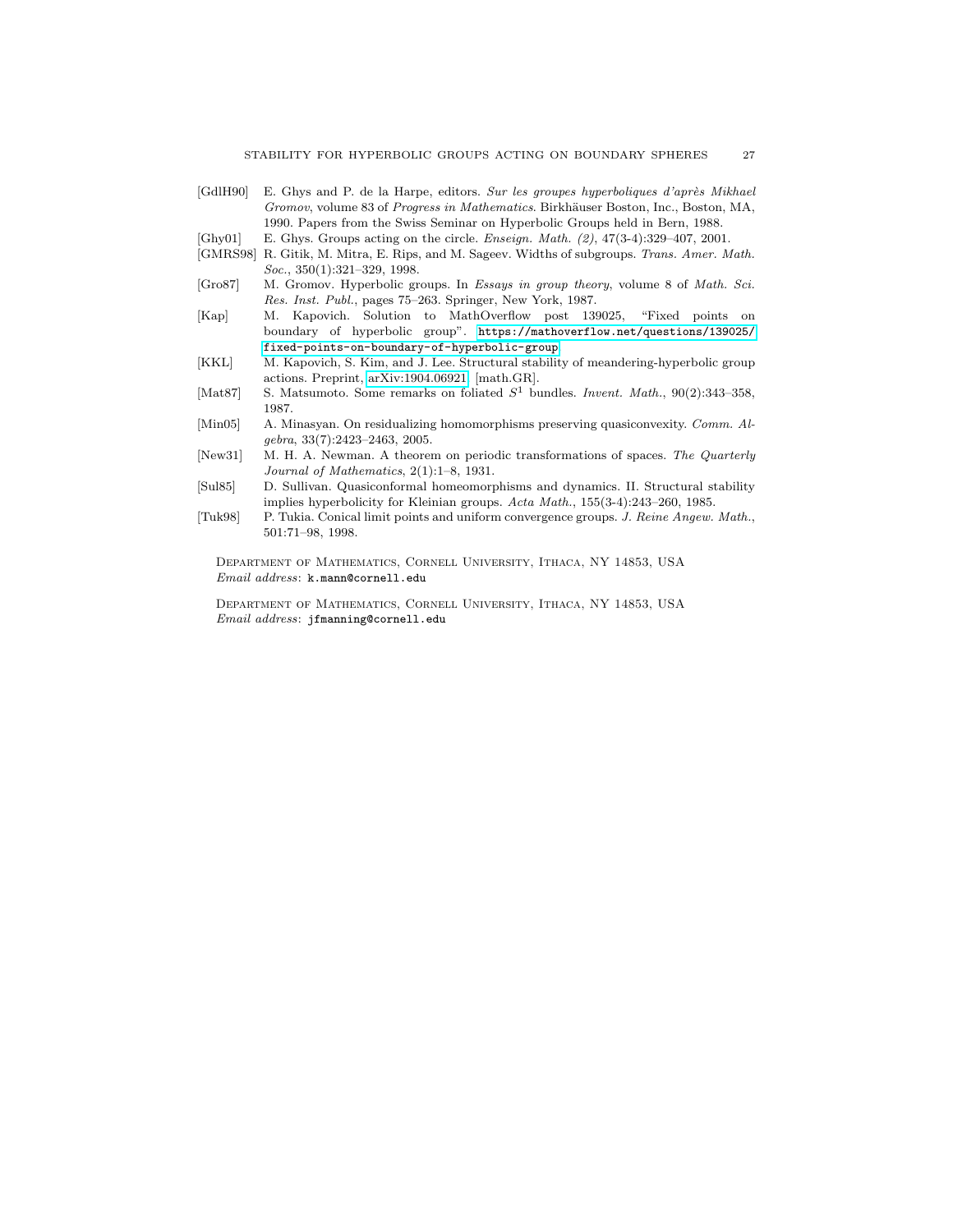- [GdlH90] E. Ghys and P. de la Harpe, editors. *Sur les groupes hyperboliques d'après Mikhael Gromov*, volume 83 of *Progress in Mathematics*. Birkhäuser Boston, Inc., Boston, MA, 1990. Papers from the Swiss Seminar on Hyperbolic Groups held in Bern, 1988.
- [Ghy01] E. Ghys. Groups acting on the circle. *Enseign. Math. (2)*, 47(3-4):329–407, 2001.
- [GMRS98] R. Gitik, M. Mitra, E. Rips, and M. Sageev. Widths of subgroups. *Trans. Amer. Math. Soc.*, 350(1):321–329, 1998.
- [Gro87] M. Gromov. Hyperbolic groups. In *Essays in group theory*, volume 8 of *Math. Sci. Res. Inst. Publ.*, pages 75–263. Springer, New York, 1987.
- [Kap] M. Kapovich. Solution to MathOverflow post 139025, "Fixed points on boundary of hyperbolic group". `https://mathoverflow.net/questions/139025/fixed-points-on-boundary-of-hyperbolic-group`.
- [KKL] M. Kapovich, S. Kim, and J. Lee. Structural stability of meandering-hyperbolic group actions. Preprint, arXiv:1904.06921 [math.GR].
- [Mat87] S. Matsumoto. Some remarks on foliated $S^1$ bundles. *Invent. Math.*, 90(2):343–358, 1987.
- [Min05] A. Minasyan. On residualizing homomorphisms preserving quasiconvexity. *Comm. Algebra*, 33(7):2423–2463, 2005.
- [New31] M. H. A. Newman. A theorem on periodic transformations of spaces. *The Quarterly Journal of Mathematics*, 2(1):1–8, 1931.
- [Sul85] D. Sullivan. Quasiconformal homeomorphisms and dynamics. II. Structural stability implies hyperbolicity for Kleinian groups. *Acta Math.*, 155(3-4):243–260, 1985.
- [Tuk98] P. Tukia. Conical limit points and uniform convergence groups. *J. Reine Angew. Math.*, 501:71–98, 1998.

Department of Mathematics, Cornell University, Ithaca, NY 14853, USA
*Email address*: `k.mann@cornell.edu`

Department of Mathematics, Cornell University, Ithaca, NY 14853, USA
*Email address*: `jfmanning@cornell.edu`